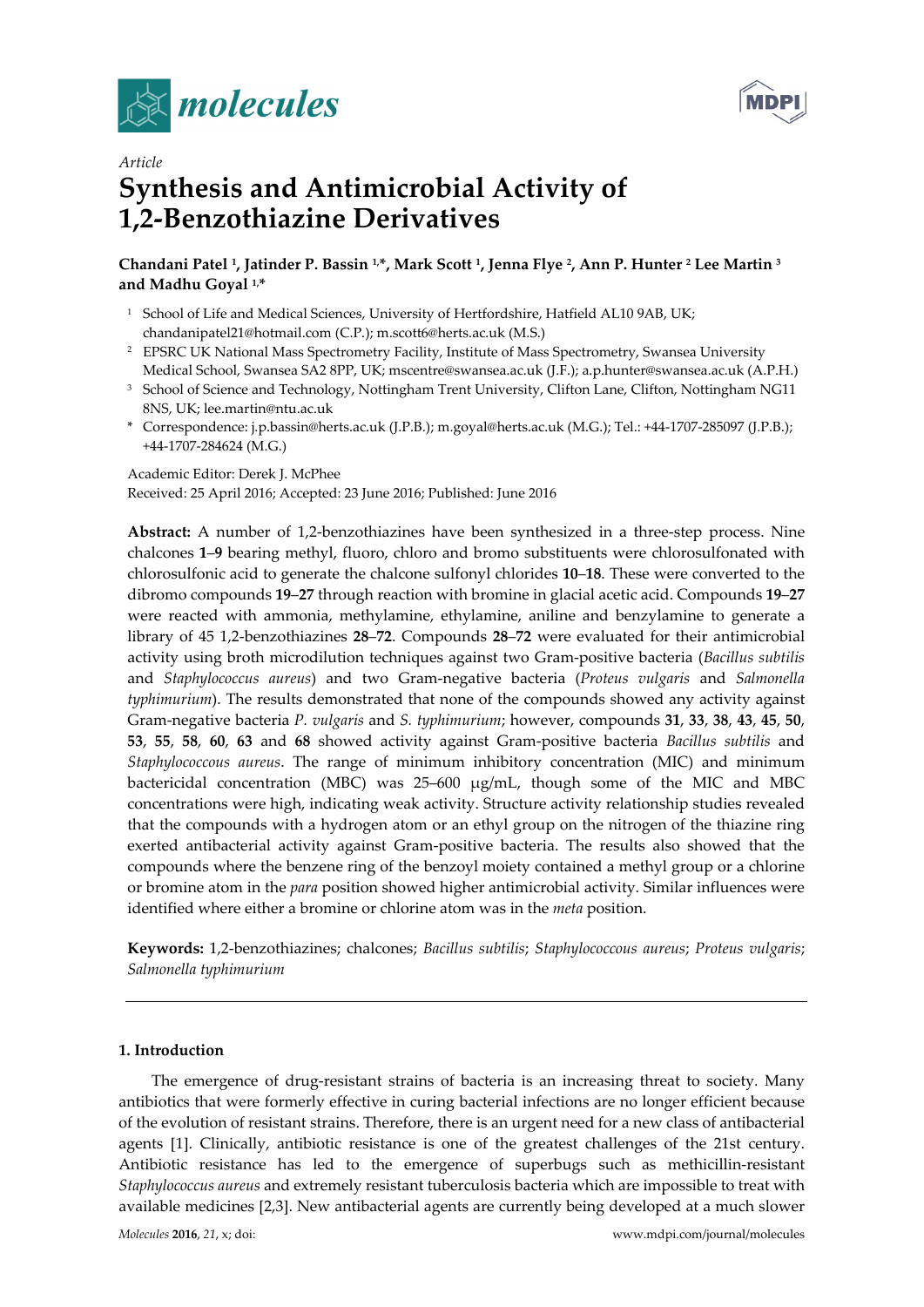*Article*

# Synthesis and Antimicrobial Activity of 1,2-Benzothiazine Derivatives

**Chandani Patel [1], Jatinder P. Bassin [1,*], Mark Scott [1], Jenna Flye [2], Ann P. Hunter [2] Lee Martin [3] and Madhu Goyal [1,*]**

[1] School of Life and Medical Sciences, University of Hertfordshire, Hatfield AL10 9AB, UK; chandanipatel21@hotmail.com (C.P.); m.scott6@herts.ac.uk (M.S.)

[2] EPSRC UK National Mass Spectrometry Facility, Institute of Mass Spectrometry, Swansea University Medical School, Swansea SA2 8PP, UK; mscentre@swansea.ac.uk (J.F.); a.p.hunter@swansea.ac.uk (A.P.H.)

[3] School of Science and Technology, Nottingham Trent University, Clifton Lane, Clifton, Nottingham NG11 8NS, UK; lee.martin@ntu.ac.uk

\* Correspondence: j.p.bassin@herts.ac.uk (J.P.B.); m.goyal@herts.ac.uk (M.G.); Tel.: +44-1707-285097 (J.P.B.); +44-1707-284624 (M.G.)

Academic Editor: Derek J. McPhee

Received: 25 April 2016; Accepted: 23 June 2016; Published: June 2016

**Abstract:** A number of 1,2-benzothiazines have been synthesized in a three-step process. Nine chalcones **1**–**9** bearing methyl, fluoro, chloro and bromo substituents were chlorosulfonated with chlorosulfonic acid to generate the chalcone sulfonyl chlorides **10**–**18**. These were converted to the dibromo compounds **19**–**27** through reaction with bromine in glacial acetic acid. Compounds **19**–**27** were reacted with ammonia, methylamine, ethylamine, aniline and benzylamine to generate a library of 45 1,2-benzothiazines **28**–**72**. Compounds **28**–**72** were evaluated for their antimicrobial activity using broth microdilution techniques against two Gram-positive bacteria (*Bacillus subtilis* and *Staphylococcus aureus*) and two Gram-negative bacteria (*Proteus vulgaris* and *Salmonella typhimurium*). The results demonstrated that none of the compounds showed any activity against Gram-negative bacteria *P. vulgaris* and *S. typhimurium*; however, compounds **31**, **33**, **38**, **43**, **45**, **50**, **53**, **55**, **58**, **60**, **63** and **68** showed activity against Gram-positive bacteria *Bacillus subtilis* and *Staphylococcus aureus*. The range of minimum inhibitory concentration (MIC) and minimum bactericidal concentration (MBC) was 25–600 µg/mL, though some of the MIC and MBC concentrations were high, indicating weak activity. Structure activity relationship studies revealed that the compounds with a hydrogen atom or an ethyl group on the nitrogen of the thiazine ring exerted antibacterial activity against Gram-positive bacteria. The results also showed that the compounds where the benzene ring of the benzoyl moiety contained a methyl group or a chlorine or bromine atom in the *para* position showed higher antimicrobial activity. Similar influences were identified where either a bromine or chlorine atom was in the *meta* position.

**Keywords:** 1,2-benzothiazines; chalcones; *Bacillus subtilis*; *Staphylococcus aureus*; *Proteus vulgaris*; *Salmonella typhimurium*

## 1. Introduction

The emergence of drug-resistant strains of bacteria is an increasing threat to society. Many antibiotics that were formerly effective in curing bacterial infections are no longer efficient because of the evolution of resistant strains. Therefore, there is an urgent need for a new class of antibacterial agents [1]. Clinically, antibiotic resistance is one of the greatest challenges of the 21st century. Antibiotic resistance has led to the emergence of superbugs such as methicillin-resistant *Staphylococcus aureus* and extremely resistant tuberculosis bacteria which are impossible to treat with available medicines [2,3]. New antibacterial agents are currently being developed at a much slower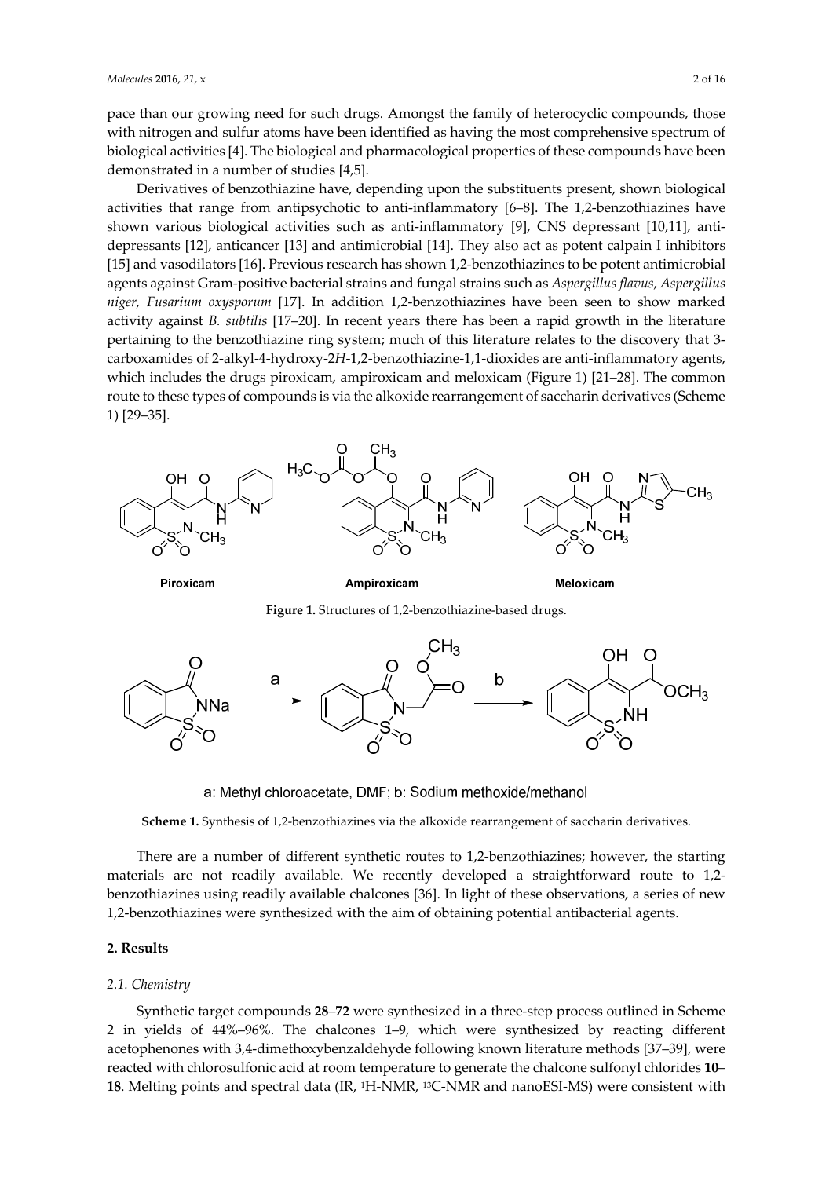pace than our growing need for such drugs. Amongst the family of heterocyclic compounds, those with nitrogen and sulfur atoms have been identified as having the most comprehensive spectrum of biological activities [4]. The biological and pharmacological properties of these compounds have been demonstrated in a number of studies [4,5].

Derivatives of benzothiazine have, depending upon the substituents present, shown biological activities that range from antipsychotic to anti-inflammatory [6–8]. The 1,2-benzothiazines have shown various biological activities such as anti-inflammatory [9], CNS depressant [10,11], anti-depressants [12], anticancer [13] and antimicrobial [14]. They also act as potent calpain I inhibitors [15] and vasodilators [16]. Previous research has shown 1,2-benzothiazines to be potent antimicrobial agents against Gram-positive bacterial strains and fungal strains such as *Aspergillus flavus*, *Aspergillus niger*, *Fusarium oxysporum* [17]. In addition 1,2-benzothiazines have been seen to show marked activity against *B. subtilis* [17–20]. In recent years there has been a rapid growth in the literature pertaining to the benzothiazine ring system; much of this literature relates to the discovery that 3-carboxamides of 2-alkyl-4-hydroxy-2*H*-1,2-benzothiazine-1,1-dioxides are anti-inflammatory agents, which includes the drugs piroxicam, ampiroxicam and meloxicam (Figure 1) [21–28]. The common route to these types of compounds is via the alkoxide rearrangement of saccharin derivatives (Scheme 1) [29–35].

**Figure 1.** Structures of 1,2-benzothiazine-based drugs.

a: Methyl chloroacetate, DMF; b: Sodium methoxide/methanol

**Scheme 1.** Synthesis of 1,2-benzothiazines via the alkoxide rearrangement of saccharin derivatives.

There are a number of different synthetic routes to 1,2-benzothiazines; however, the starting materials are not readily available. We recently developed a straightforward route to 1,2-benzothiazines using readily available chalcones [36]. In light of these observations, a series of new 1,2-benzothiazines were synthesized with the aim of obtaining potential antibacterial agents.

## 2. Results

### 2.1. Chemistry

Synthetic target compounds **28**–**72** were synthesized in a three-step process outlined in Scheme 2 in yields of 44%–96%. The chalcones **1**–**9**, which were synthesized by reacting different acetophenones with 3,4-dimethoxybenzaldehyde following known literature methods [37–39], were reacted with chlorosulfonic acid at room temperature to generate the chalcone sulfonyl chlorides **10**–**18**. Melting points and spectral data (IR, $^{1}$H-NMR, $^{13}$C-NMR and nanoESI-MS) were consistent with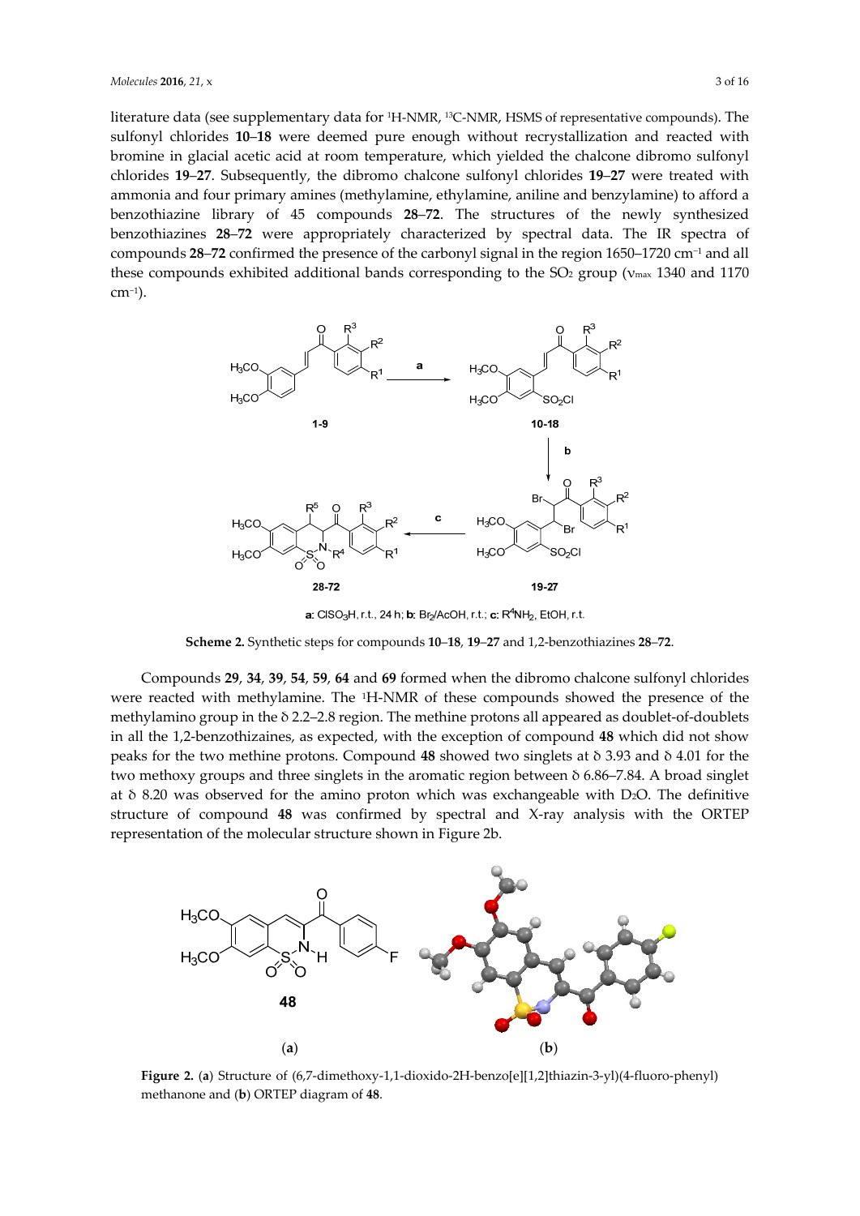literature data (see supplementary data for $^1$H-NMR, $^{13}$C-NMR, HSMS of representative compounds). The sulfonyl chlorides **10**–**18** were deemed pure enough without recrystallization and reacted with bromine in glacial acetic acid at room temperature, which yielded the chalcone dibromo sulfonyl chlorides **19**–**27**. Subsequently, the dibromo chalcone sulfonyl chlorides **19**–**27** were treated with ammonia and four primary amines (methylamine, ethylamine, aniline and benzylamine) to afford a benzothiazine library of 45 compounds **28**–**72**. The structures of the newly synthesized benzothiazines **28**–**72** were appropriately characterized by spectral data. The IR spectra of compounds **28**–**72** confirmed the presence of the carbonyl signal in the region 1650–1720 cm$^{-1}$ and all these compounds exhibited additional bands corresponding to the $SO_2$ group ($\nu_{max}$ 1340 and 1170 cm$^{-1}$).

**a**: $ClSO_3H$, r.t., 24 h; **b**: $Br_2$/AcOH, r.t.; **c**: $R^4NH_2$, EtOH, r.t.

**Scheme 2.** Synthetic steps for compounds **10**–**18**, **19**–**27** and 1,2-benzothiazines **28**–**72**.

Compounds **29**, **34**, **39**, **54**, **59**, **64** and **69** formed when the dibromo chalcone sulfonyl chlorides were reacted with methylamine. The $^1$H-NMR of these compounds showed the presence of the methylamino group in the δ 2.2–2.8 region. The methine protons all appeared as doublet-of-doublets in all the 1,2-benzothizaines, as expected, with the exception of compound **48** which did not show peaks for the two methine protons. Compound **48** showed two singlets at δ 3.93 and δ 4.01 for the two methoxy groups and three singlets in the aromatic region between δ 6.86–7.84. A broad singlet at δ 8.20 was observed for the amino proton which was exchangeable with $D_2O$. The definitive structure of compound **48** was confirmed by spectral and X-ray analysis with the ORTEP representation of the molecular structure shown in Figure 2b.

**Figure 2.** (**a**) Structure of (6,7-dimethoxy-1,1-dioxido-2H-benzo[e][1,2]thiazin-3-yl)(4-fluoro-phenyl) methanone and (**b**) ORTEP diagram of **48**.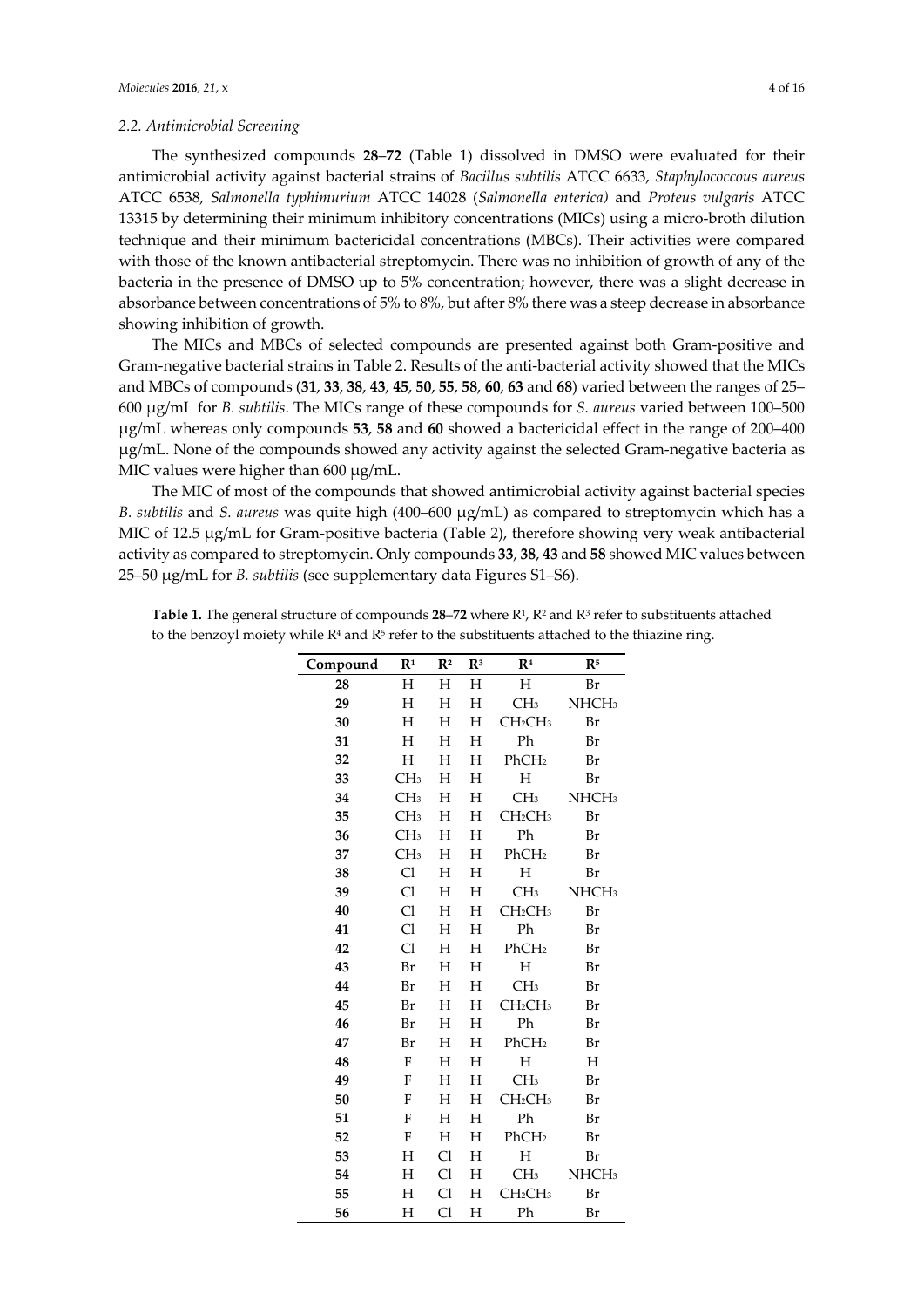### 2.2. Antimicrobial Screening

The synthesized compounds **28**–**72** (Table 1) dissolved in DMSO were evaluated for their antimicrobial activity against bacterial strains of *Bacillus subtilis* ATCC 6633, *Staphylococcous aureus* ATCC 6538, *Salmonella typhimurium* ATCC 14028 (*Salmonella enterica)* and *Proteus vulgaris* ATCC 13315 by determining their minimum inhibitory concentrations (MICs) using a micro-broth dilution technique and their minimum bactericidal concentrations (MBCs). Their activities were compared with those of the known antibacterial streptomycin. There was no inhibition of growth of any of the bacteria in the presence of DMSO up to 5% concentration; however, there was a slight decrease in absorbance between concentrations of 5% to 8%, but after 8% there was a steep decrease in absorbance showing inhibition of growth.

The MICs and MBCs of selected compounds are presented against both Gram-positive and Gram-negative bacterial strains in Table 2. Results of the anti-bacterial activity showed that the MICs and MBCs of compounds (**31**, **33**, **38**, **43**, **45**, **50**, **55**, **58**, **60**, **63** and **68**) varied between the ranges of 25–600 μg/mL for *B. subtilis*. The MICs range of these compounds for *S. aureus* varied between 100–500 μg/mL whereas only compounds **53**, **58** and **60** showed a bactericidal effect in the range of 200–400 μg/mL. None of the compounds showed any activity against the selected Gram-negative bacteria as MIC values were higher than 600 μg/mL.

The MIC of most of the compounds that showed antimicrobial activity against bacterial species *B. subtilis* and *S. aureus* was quite high (400–600 μg/mL) as compared to streptomycin which has a MIC of 12.5 μg/mL for Gram-positive bacteria (Table 2), therefore showing very weak antibacterial activity as compared to streptomycin. Only compounds **33**, **38**, **43** and **58** showed MIC values between 25–50 μg/mL for *B. subtilis* (see supplementary data Figures S1–S6).

**Table 1.** The general structure of compounds **28**–**72** where $R^1$, $R^2$ and $R^3$ refer to substituents attached to the benzoyl moiety while $R^4$ and $R^5$ refer to the substituents attached to the thiazine ring.

| Compound | $R^1$ | $R^2$ | $R^3$ | $R^4$ | $R^5$ |
|---|---|---|---|---|---|
| **28** | H | H | H | H | Br |
| **29** | H | H | H | $CH_3$ | $NHCH_3$ |
| **30** | H | H | H | $CH_2CH_3$ | Br |
| **31** | H | H | H | Ph | Br |
| **32** | H | H | H | $PhCH_2$ | Br |
| **33** | $CH_3$ | H | H | H | Br |
| **34** | $CH_3$ | H | H | $CH_3$ | $NHCH_3$ |
| **35** | $CH_3$ | H | H | $CH_2CH_3$ | Br |
| **36** | $CH_3$ | H | H | Ph | Br |
| **37** | $CH_3$ | H | H | $PhCH_2$ | Br |
| **38** | Cl | H | H | H | Br |
| **39** | Cl | H | H | $CH_3$ | $NHCH_3$ |
| **40** | Cl | H | H | $CH_2CH_3$ | Br |
| **41** | Cl | H | H | Ph | Br |
| **42** | Cl | H | H | $PhCH_2$ | Br |
| **43** | Br | H | H | H | Br |
| **44** | Br | H | H | $CH_3$ | Br |
| **45** | Br | H | H | $CH_2CH_3$ | Br |
| **46** | Br | H | H | Ph | Br |
| **47** | Br | H | H | $PhCH_2$ | Br |
| **48** | F | H | H | H | H |
| **49** | F | H | H | $CH_3$ | Br |
| **50** | F | H | H | $CH_2CH_3$ | Br |
| **51** | F | H | H | Ph | Br |
| **52** | F | H | H | $PhCH_2$ | Br |
| **53** | H | Cl | H | H | Br |
| **54** | H | Cl | H | $CH_3$ | $NHCH_3$ |
| **55** | H | Cl | H | $CH_2CH_3$ | Br |
| **56** | H | Cl | H | Ph | Br |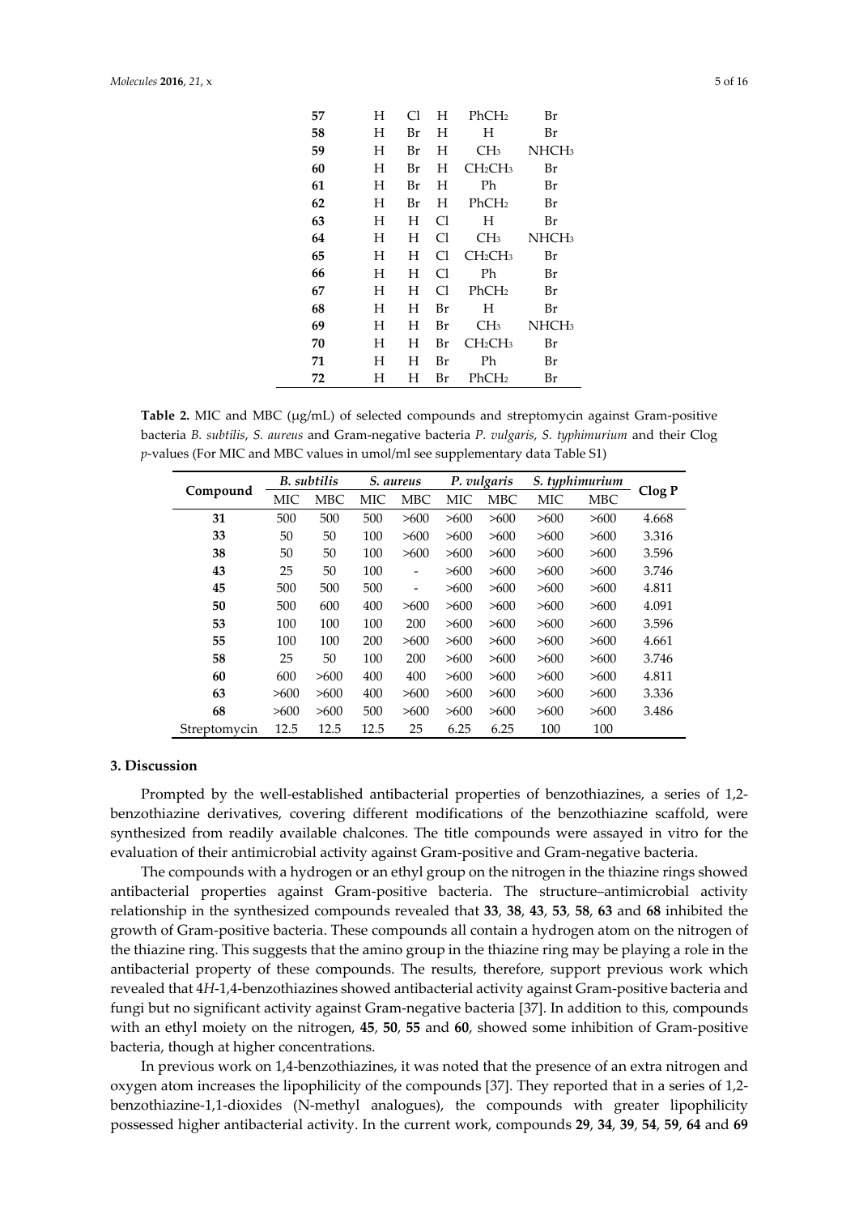| | | | | | |
|---|---|---|---|---|---|
| **57** | H | Cl | H | $PhCH_2$ | Br |
| **58** | H | Br | H | H | Br |
| **59** | H | Br | H | $CH_3$ | $NHCH_3$ |
| **60** | H | Br | H | $CH_2CH_3$ | Br |
| **61** | H | Br | H | Ph | Br |
| **62** | H | Br | H | $PhCH_2$ | Br |
| **63** | H | H | Cl | H | Br |
| **64** | H | H | Cl | $CH_3$ | $NHCH_3$ |
| **65** | H | H | Cl | $CH_2CH_3$ | Br |
| **66** | H | H | Cl | Ph | Br |
| **67** | H | H | Cl | $PhCH_2$ | Br |
| **68** | H | H | Br | H | Br |
| **69** | H | H | Br | $CH_3$ | $NHCH_3$ |
| **70** | H | H | Br | $CH_2CH_3$ | Br |
| **71** | H | H | Br | Ph | Br |
| **72** | H | H | Br | $PhCH_2$ | Br |

**Table 2.** MIC and MBC (μg/mL) of selected compounds and streptomycin against Gram-positive bacteria *B. subtilis*, *S. aureus* and Gram-negative bacteria *P. vulgaris*, *S. typhimurium* and their Clog *p*-values (For MIC and MBC values in umol/ml see supplementary data Table S1)

| Compound | *B. subtilis* | | *S. aureus* | | *P. vulgaris* | | *S. typhimurium* | | Clog P |
|---|---|---|---|---|---|---|---|---|---|
| | MIC | MBC | MIC | MBC | MIC | MBC | MIC | MBC | |
| **31** | 500 | 500 | 500 | >600 | >600 | >600 | >600 | >600 | 4.668 |
| **33** | 50 | 50 | 100 | >600 | >600 | >600 | >600 | >600 | 3.316 |
| **38** | 50 | 50 | 100 | >600 | >600 | >600 | >600 | >600 | 3.596 |
| **43** | 25 | 50 | 100 | - | >600 | >600 | >600 | >600 | 3.746 |
| **45** | 500 | 500 | 500 | - | >600 | >600 | >600 | >600 | 4.811 |
| **50** | 500 | 600 | 400 | >600 | >600 | >600 | >600 | >600 | 4.091 |
| **53** | 100 | 100 | 100 | 200 | >600 | >600 | >600 | >600 | 3.596 |
| **55** | 100 | 100 | 200 | >600 | >600 | >600 | >600 | >600 | 4.661 |
| **58** | 25 | 50 | 100 | 200 | >600 | >600 | >600 | >600 | 3.746 |
| **60** | 600 | >600 | 400 | 400 | >600 | >600 | >600 | >600 | 4.811 |
| **63** | >600 | >600 | 400 | >600 | >600 | >600 | >600 | >600 | 3.336 |
| **68** | >600 | >600 | 500 | >600 | >600 | >600 | >600 | >600 | 3.486 |
| Streptomycin | 12.5 | 12.5 | 12.5 | 25 | 6.25 | 6.25 | 100 | 100 | |

## 3. Discussion

Prompted by the well-established antibacterial properties of benzothiazines, a series of 1,2-benzothiazine derivatives, covering different modifications of the benzothiazine scaffold, were synthesized from readily available chalcones. The title compounds were assayed in vitro for the evaluation of their antimicrobial activity against Gram-positive and Gram-negative bacteria.

The compounds with a hydrogen or an ethyl group on the nitrogen in the thiazine rings showed antibacterial properties against Gram-positive bacteria. The structure–antimicrobial activity relationship in the synthesized compounds revealed that **33**, **38**, **43**, **53**, **58**, **63** and **68** inhibited the growth of Gram-positive bacteria. These compounds all contain a hydrogen atom on the nitrogen of the thiazine ring. This suggests that the amino group in the thiazine ring may be playing a role in the antibacterial property of these compounds. The results, therefore, support previous work which revealed that 4*H*-1,4-benzothiazines showed antibacterial activity against Gram-positive bacteria and fungi but no significant activity against Gram-negative bacteria [37]. In addition to this, compounds with an ethyl moiety on the nitrogen, **45**, **50**, **55** and **60**, showed some inhibition of Gram-positive bacteria, though at higher concentrations.

In previous work on 1,4-benzothiazines, it was noted that the presence of an extra nitrogen and oxygen atom increases the lipophilicity of the compounds [37]. They reported that in a series of 1,2-benzothiazine-1,1-dioxides (N-methyl analogues), the compounds with greater lipophilicity possessed higher antibacterial activity. In the current work, compounds **29**, **34**, **39**, **54**, **59**, **64** and **69**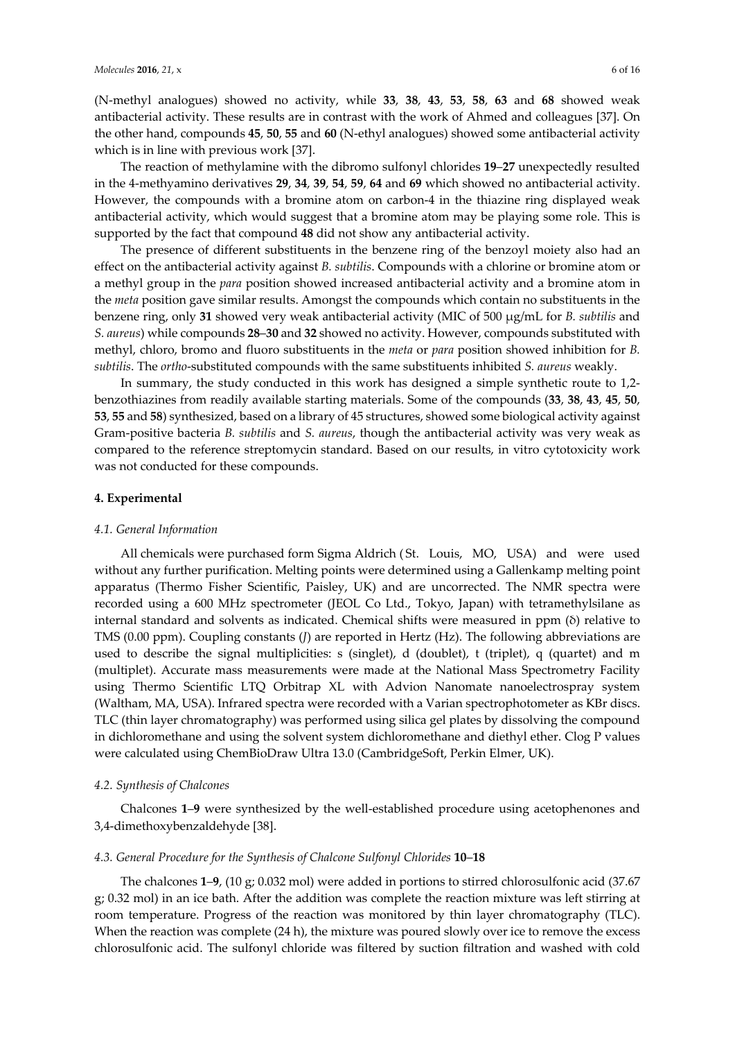(N-methyl analogues) showed no activity, while **33**, **38**, **43**, **53**, **58**, **63** and **68** showed weak antibacterial activity. These results are in contrast with the work of Ahmed and colleagues [37]. On the other hand, compounds **45**, **50**, **55** and **60** (N-ethyl analogues) showed some antibacterial activity which is in line with previous work [37].

The reaction of methylamine with the dibromo sulfonyl chlorides **19**–**27** unexpectedly resulted in the 4-methyamino derivatives **29**, **34**, **39**, **54**, **59**, **64** and **69** which showed no antibacterial activity. However, the compounds with a bromine atom on carbon-4 in the thiazine ring displayed weak antibacterial activity, which would suggest that a bromine atom may be playing some role. This is supported by the fact that compound **48** did not show any antibacterial activity.

The presence of different substituents in the benzene ring of the benzoyl moiety also had an effect on the antibacterial activity against *B. subtilis*. Compounds with a chlorine or bromine atom or a methyl group in the *para* position showed increased antibacterial activity and a bromine atom in the *meta* position gave similar results. Amongst the compounds which contain no substituents in the benzene ring, only **31** showed very weak antibacterial activity (MIC of 500 μg/mL for *B. subtilis* and *S. aureus*) while compounds **28**–**30** and **32** showed no activity. However, compounds substituted with methyl, chloro, bromo and fluoro substituents in the *meta* or *para* position showed inhibition for *B. subtilis*. The *ortho*-substituted compounds with the same substituents inhibited *S. aureus* weakly.

In summary, the study conducted in this work has designed a simple synthetic route to 1,2-benzothiazines from readily available starting materials. Some of the compounds (**33**, **38**, **43**, **45**, **50**, **53**, **55** and **58**) synthesized, based on a library of 45 structures, showed some biological activity against Gram-positive bacteria *B. subtilis* and *S. aureus*, though the antibacterial activity was very weak as compared to the reference streptomycin standard. Based on our results, in vitro cytotoxicity work was not conducted for these compounds.

## 4. Experimental

### *4.1. General Information*

All chemicals were purchased form Sigma Aldrich (St. Louis, MO, USA) and were used without any further purification. Melting points were determined using a Gallenkamp melting point apparatus (Thermo Fisher Scientific, Paisley, UK) and are uncorrected. The NMR spectra were recorded using a 600 MHz spectrometer (JEOL Co Ltd., Tokyo, Japan) with tetramethylsilane as internal standard and solvents as indicated. Chemical shifts were measured in ppm (δ) relative to TMS (0.00 ppm). Coupling constants (*J*) are reported in Hertz (Hz). The following abbreviations are used to describe the signal multiplicities: s (singlet), d (doublet), t (triplet), q (quartet) and m (multiplet). Accurate mass measurements were made at the National Mass Spectrometry Facility using Thermo Scientific LTQ Orbitrap XL with Advion Nanomate nanoelectrospray system (Waltham, MA, USA). Infrared spectra were recorded with a Varian spectrophotometer as KBr discs. TLC (thin layer chromatography) was performed using silica gel plates by dissolving the compound in dichloromethane and using the solvent system dichloromethane and diethyl ether. Clog P values were calculated using ChemBioDraw Ultra 13.0 (CambridgeSoft, Perkin Elmer, UK).

### *4.2. Synthesis of Chalcones*

Chalcones **1**–**9** were synthesized by the well-established procedure using acetophenones and 3,4-dimethoxybenzaldehyde [38].

### *4.3. General Procedure for the Synthesis of Chalcone Sulfonyl Chlorides* **10**–**18**

The chalcones **1**–**9**, (10 g; 0.032 mol) were added in portions to stirred chlorosulfonic acid (37.67 g; 0.32 mol) in an ice bath. After the addition was complete the reaction mixture was left stirring at room temperature. Progress of the reaction was monitored by thin layer chromatography (TLC). When the reaction was complete (24 h), the mixture was poured slowly over ice to remove the excess chlorosulfonic acid. The sulfonyl chloride was filtered by suction filtration and washed with cold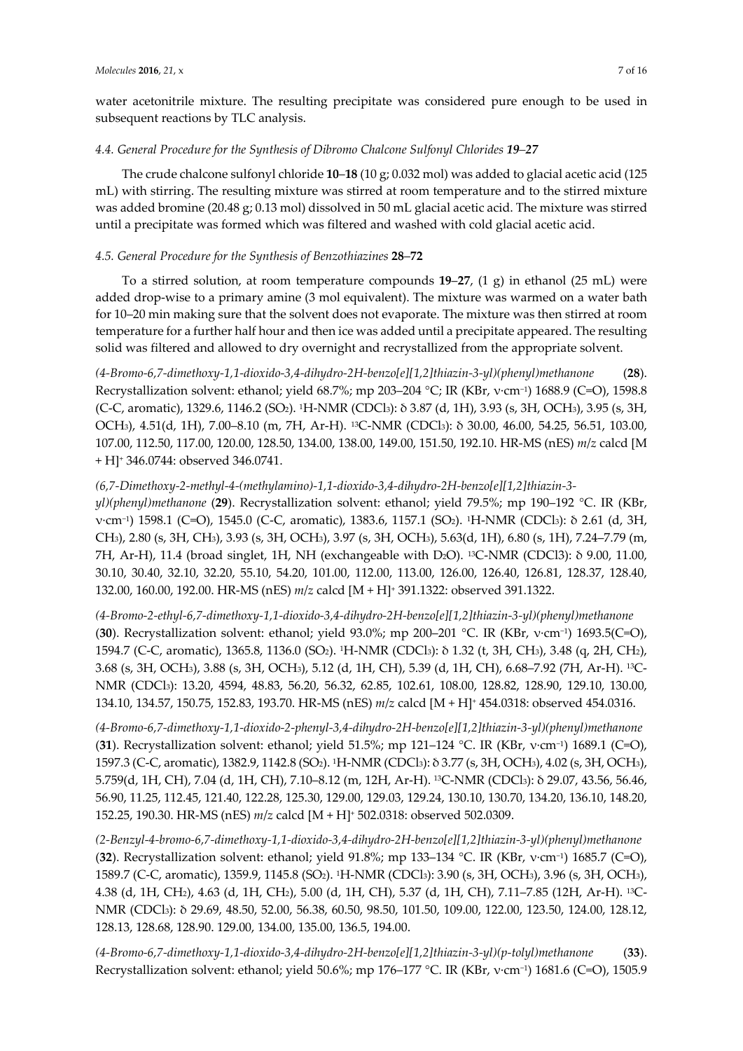water acetonitrile mixture. The resulting precipitate was considered pure enough to be used in subsequent reactions by TLC analysis.

### *4.4. General Procedure for the Synthesis of Dibromo Chalcone Sulfonyl Chlorides **19**–**27***

The crude chalcone sulfonyl chloride **10**–**18** (10 g; 0.032 mol) was added to glacial acetic acid (125 mL) with stirring. The resulting mixture was stirred at room temperature and to the stirred mixture was added bromine (20.48 g; 0.13 mol) dissolved in 50 mL glacial acetic acid. The mixture was stirred until a precipitate was formed which was filtered and washed with cold glacial acetic acid.

### *4.5. General Procedure for the Synthesis of Benzothiazines **28**–**72***

To a stirred solution, at room temperature compounds **19**–**27**, (1 g) in ethanol (25 mL) were added drop-wise to a primary amine (3 mol equivalent). The mixture was warmed on a water bath for 10–20 min making sure that the solvent does not evaporate. The mixture was then stirred at room temperature for a further half hour and then ice was added until a precipitate appeared. The resulting solid was filtered and allowed to dry overnight and recrystallized from the appropriate solvent.

*(4-Bromo-6,7-dimethoxy-1,1-dioxido-3,4-dihydro-2H-benzo[e][1,2]thiazin-3-yl)(phenyl)methanone* (**28**). Recrystallization solvent: ethanol; yield 68.7%; mp 203–204 °C; IR (KBr, ν·cm$^{-1}$) 1688.9 (C=O), 1598.8 (C-C, aromatic), 1329.6, 1146.2 ($SO_2$). $^{1}$H-NMR ($CDCl_3$): δ 3.87 (d, 1H), 3.93 (s, 3H, $OCH_3$), 3.95 (s, 3H, $OCH_3$), 4.51(d, 1H), 7.00–8.10 (m, 7H, Ar-H). $^{13}$C-NMR ($CDCl_3$): δ 30.00, 46.00, 54.25, 56.51, 103.00, 107.00, 112.50, 117.00, 120.00, 128.50, 134.00, 138.00, 149.00, 151.50, 192.10. HR-MS (nES) *m/z* calcd [M + H]$^+$ 346.0744: observed 346.0741.

*(6,7-Dimethoxy-2-methyl-4-(methylamino)-1,1-dioxido-3,4-dihydro-2H-benzo[e][1,2]thiazin-3-yl)(phenyl)methanone* (**29**). Recrystallization solvent: ethanol; yield 79.5%; mp 190–192 °C. IR (KBr, ν·cm$^{-1}$) 1598.1 (C=O), 1545.0 (C-C, aromatic), 1383.6, 1157.1 ($SO_2$). $^{1}$H-NMR ($CDCl_3$): δ 2.61 (d, 3H, $CH_3$), 2.80 (s, 3H, $CH_3$), 3.93 (s, 3H, $OCH_3$), 3.97 (s, 3H, $OCH_3$), 5.63(d, 1H), 6.80 (s, 1H), 7.24–7.79 (m, 7H, Ar-H), 11.4 (broad singlet, 1H, NH (exchangeable with $D_2O$). $^{13}$C-NMR (CDCl3): δ 9.00, 11.00, 30.10, 30.40, 32.10, 32.20, 55.10, 54.20, 101.00, 112.00, 113.00, 126.00, 126.40, 126.81, 128.37, 128.40, 132.00, 160.00, 192.00. HR-MS (nES) *m/z* calcd [M + H]$^+$ 391.1322: observed 391.1322.

*(4-Bromo-2-ethyl-6,7-dimethoxy-1,1-dioxido-3,4-dihydro-2H-benzo[e][1,2]thiazin-3-yl)(phenyl)methanone* (**30**). Recrystallization solvent: ethanol; yield 93.0%; mp 200–201 °C. IR (KBr, ν·cm$^{-1}$) 1693.5(C=O), 1594.7 (C-C, aromatic), 1365.8, 1136.0 ($SO_2$). $^{1}$H-NMR ($CDCl_3$): δ 1.32 (t, 3H, $CH_3$), 3.48 (q, 2H, $CH_2$), 3.68 (s, 3H, $OCH_3$), 3.88 (s, 3H, $OCH_3$), 5.12 (d, 1H, CH), 5.39 (d, 1H, CH), 6.68–7.92 (7H, Ar-H). $^{13}$C-NMR ($CDCl_3$): 13.20, 4594, 48.83, 56.20, 56.32, 62.85, 102.61, 108.00, 128.82, 128.90, 129.10, 130.00, 134.10, 134.57, 150.75, 152.83, 193.70. HR-MS (nES) *m/z* calcd [M + H]$^+$ 454.0318: observed 454.0316.

*(4-Bromo-6,7-dimethoxy-1,1-dioxido-2-phenyl-3,4-dihydro-2H-benzo[e][1,2]thiazin-3-yl)(phenyl)methanone* (**31**). Recrystallization solvent: ethanol; yield 51.5%; mp 121–124 °C. IR (KBr, ν·cm$^{-1}$) 1689.1 (C=O), 1597.3 (C-C, aromatic), 1382.9, 1142.8 ($SO_2$). $^{1}$H-NMR ($CDCl_3$): δ 3.77 (s, 3H, $OCH_3$), 4.02 (s, 3H, $OCH_3$), 5.759(d, 1H, CH), 7.04 (d, 1H, CH), 7.10–8.12 (m, 12H, Ar-H). $^{13}$C-NMR ($CDCl_3$): δ 29.07, 43.56, 56.46, 56.90, 11.25, 112.45, 121.40, 122.28, 125.30, 129.00, 129.03, 129.24, 130.10, 130.70, 134.20, 136.10, 148.20, 152.25, 190.30. HR-MS (nES) *m/z* calcd [M + H]$^+$ 502.0318: observed 502.0309.

*(2-Benzyl-4-bromo-6,7-dimethoxy-1,1-dioxido-3,4-dihydro-2H-benzo[e][1,2]thiazin-3-yl)(phenyl)methanone* (**32**). Recrystallization solvent: ethanol; yield 91.8%; mp 133–134 °C. IR (KBr, ν·cm$^{-1}$) 1685.7 (C=O), 1589.7 (C-C, aromatic), 1359.9, 1145.8 ($SO_2$). $^{1}$H-NMR ($CDCl_3$): 3.90 (s, 3H, $OCH_3$), 3.96 (s, 3H, $OCH_3$), 4.38 (d, 1H, $CH_2$), 4.63 (d, 1H, $CH_2$), 5.00 (d, 1H, CH), 5.37 (d, 1H, CH), 7.11–7.85 (12H, Ar-H). $^{13}$C-NMR ($CDCl_3$): δ 29.69, 48.50, 52.00, 56.38, 60.50, 98.50, 101.50, 109.00, 122.00, 123.50, 124.00, 128.12, 128.13, 128.68, 128.90. 129.00, 134.00, 135.00, 136.5, 194.00.

*(4-Bromo-6,7-dimethoxy-1,1-dioxido-3,4-dihydro-2H-benzo[e][1,2]thiazin-3-yl)(p-tolyl)methanone* (**33**). Recrystallization solvent: ethanol; yield 50.6%; mp 176–177 °C. IR (KBr, ν·cm$^{-1}$) 1681.6 (C=O), 1505.9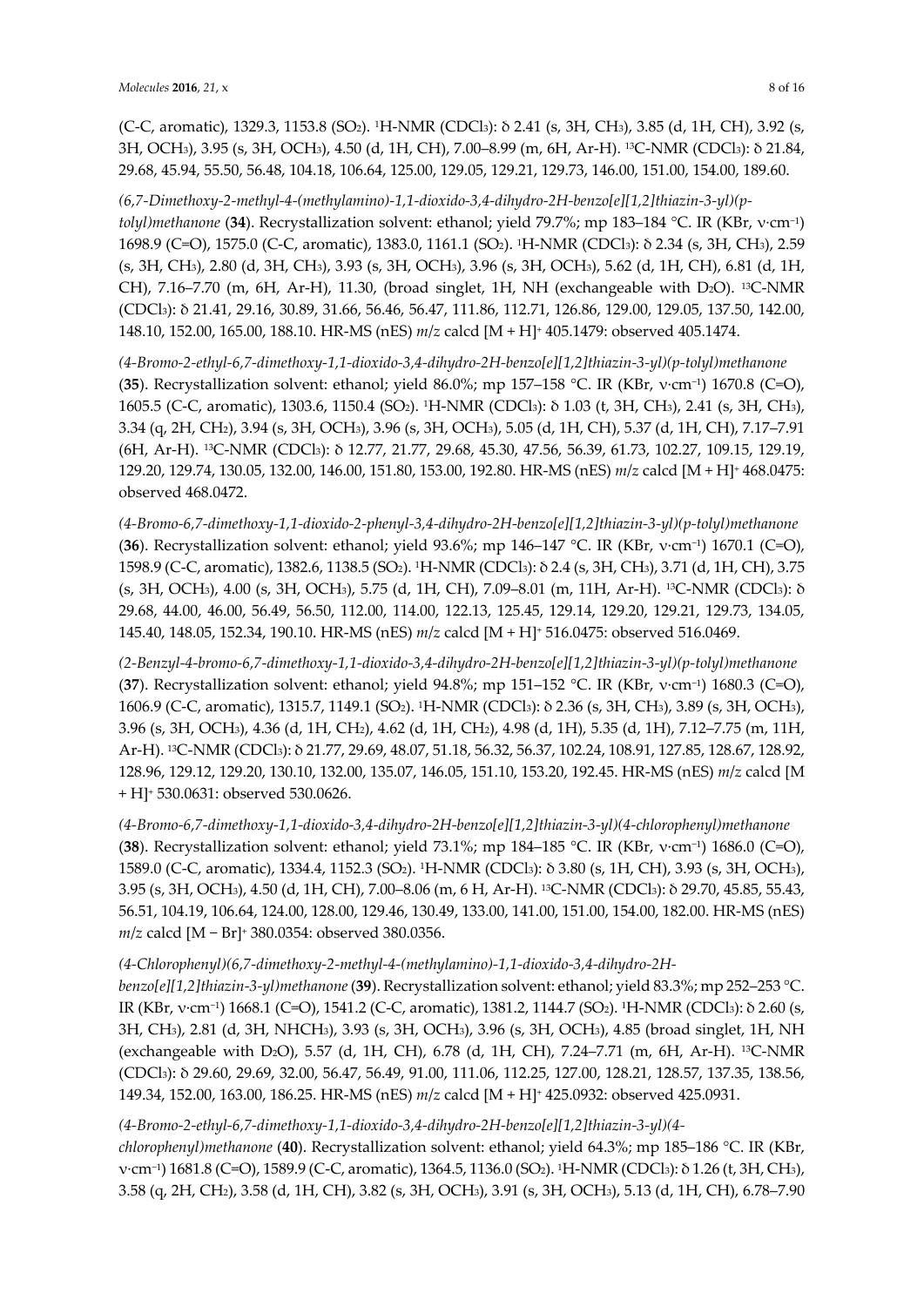(C-C, aromatic), 1329.3, 1153.8 ($SO_2$). [1]H-NMR ($CDCl_3$): δ 2.41 (s, 3H, $CH_3$), 3.85 (d, 1H, CH), 3.92 (s, 3H, $OCH_3$), 3.95 (s, 3H, $OCH_3$), 4.50 (d, 1H, CH), 7.00–8.99 (m, 6H, Ar-H). [13]C-NMR ($CDCl_3$): δ 21.84, 29.68, 45.94, 55.50, 56.48, 104.18, 106.64, 125.00, 129.05, 129.21, 129.73, 146.00, 151.00, 154.00, 189.60.

*(6,7-Dimethoxy-2-methyl-4-(methylamino)-1,1-dioxido-3,4-dihydro-2H-benzo[e][1,2]thiazin-3-yl)(p-tolyl)methanone* (**34**). Recrystallization solvent: ethanol; yield 79.7%; mp 183–184 °C. IR (KBr, ν·cm$^{-1}$) 1698.9 (C=O), 1575.0 (C-C, aromatic), 1383.0, 1161.1 ($SO_2$). [1]H-NMR ($CDCl_3$): δ 2.34 (s, 3H, $CH_3$), 2.59 (s, 3H, $CH_3$), 2.80 (d, 3H, $CH_3$), 3.93 (s, 3H, $OCH_3$), 3.96 (s, 3H, $OCH_3$), 5.62 (d, 1H, CH), 6.81 (d, 1H, CH), 7.16–7.70 (m, 6H, Ar-H), 11.30, (broad singlet, 1H, NH (exchangeable with $D_2O$). [13]C-NMR ($CDCl_3$): δ 21.41, 29.16, 30.89, 31.66, 56.46, 56.47, 111.86, 112.71, 126.86, 129.00, 129.05, 137.50, 142.00, 148.10, 152.00, 165.00, 188.10. HR-MS (nES) *m*/*z* calcd $[M + H]^+$ 405.1479: observed 405.1474.

*(4-Bromo-2-ethyl-6,7-dimethoxy-1,1-dioxido-3,4-dihydro-2H-benzo[e][1,2]thiazin-3-yl)(p-tolyl)methanone* (**35**). Recrystallization solvent: ethanol; yield 86.0%; mp 157–158 °C. IR (KBr, ν·cm$^{-1}$) 1670.8 (C=O), 1605.5 (C-C, aromatic), 1303.6, 1150.4 ($SO_2$). [1]H-NMR ($CDCl_3$): δ 1.03 (t, 3H, $CH_3$), 2.41 (s, 3H, $CH_3$), 3.34 (q, 2H, $CH_2$), 3.94 (s, 3H, $OCH_3$), 3.96 (s, 3H, $OCH_3$), 5.05 (d, 1H, CH), 5.37 (d, 1H, CH), 7.17–7.91 (6H, Ar-H). [13]C-NMR ($CDCl_3$): δ 12.77, 21.77, 29.68, 45.30, 47.56, 56.39, 61.73, 102.27, 109.15, 129.19, 129.20, 129.74, 130.05, 132.00, 146.00, 151.80, 153.00, 192.80. HR-MS (nES) *m*/*z* calcd $[M + H]^+$ 468.0475: observed 468.0472.

*(4-Bromo-6,7-dimethoxy-1,1-dioxido-2-phenyl-3,4-dihydro-2H-benzo[e][1,2]thiazin-3-yl)(p-tolyl)methanone* (**36**). Recrystallization solvent: ethanol; yield 93.6%; mp 146–147 °C. IR (KBr, ν·cm$^{-1}$) 1670.1 (C=O), 1598.9 (C-C, aromatic), 1382.6, 1138.5 ($SO_2$). [1]H-NMR ($CDCl_3$): δ 2.4 (s, 3H, $CH_3$), 3.71 (d, 1H, CH), 3.75 (s, 3H, $OCH_3$), 4.00 (s, 3H, $OCH_3$), 5.75 (d, 1H, CH), 7.09–8.01 (m, 11H, Ar-H). [13]C-NMR ($CDCl_3$): δ 29.68, 44.00, 46.00, 56.49, 56.50, 112.00, 114.00, 122.13, 125.45, 129.14, 129.20, 129.21, 129.73, 134.05, 145.40, 148.05, 152.34, 190.10. HR-MS (nES) *m*/*z* calcd $[M + H]^+$ 516.0475: observed 516.0469.

*(2-Benzyl-4-bromo-6,7-dimethoxy-1,1-dioxido-3,4-dihydro-2H-benzo[e][1,2]thiazin-3-yl)(p-tolyl)methanone* (**37**). Recrystallization solvent: ethanol; yield 94.8%; mp 151–152 °C. IR (KBr, ν·cm$^{-1}$) 1680.3 (C=O), 1606.9 (C-C, aromatic), 1315.7, 1149.1 ($SO_2$). [1]H-NMR ($CDCl_3$): δ 2.36 (s, 3H, $CH_3$), 3.89 (s, 3H, $OCH_3$), 3.96 (s, 3H, $OCH_3$), 4.36 (d, 1H, $CH_2$), 4.62 (d, 1H, $CH_2$), 4.98 (d, 1H), 5.35 (d, 1H), 7.12–7.75 (m, 11H, Ar-H). [13]C-NMR ($CDCl_3$): δ 21.77, 29.69, 48.07, 51.18, 56.32, 56.37, 102.24, 108.91, 127.85, 128.67, 128.92, 128.96, 129.12, 129.20, 130.10, 132.00, 135.07, 146.05, 151.10, 153.20, 192.45. HR-MS (nES) *m*/*z* calcd $[M + H]^+$ 530.0631: observed 530.0626.

*(4-Bromo-6,7-dimethoxy-1,1-dioxido-3,4-dihydro-2H-benzo[e][1,2]thiazin-3-yl)(4-chlorophenyl)methanone* (**38**). Recrystallization solvent: ethanol; yield 73.1%; mp 184–185 °C. IR (KBr, ν·cm$^{-1}$) 1686.0 (C=O), 1589.0 (C-C, aromatic), 1334.4, 1152.3 ($SO_2$). [1]H-NMR ($CDCl_3$): δ 3.80 (s, 1H, CH), 3.93 (s, 3H, $OCH_3$), 3.95 (s, 3H, $OCH_3$), 4.50 (d, 1H, CH), 7.00–8.06 (m, 6 H, Ar-H). [13]C-NMR ($CDCl_3$): δ 29.70, 45.85, 55.43, 56.51, 104.19, 106.64, 124.00, 128.00, 129.46, 130.49, 133.00, 141.00, 151.00, 154.00, 182.00. HR-MS (nES) *m*/*z* calcd $[M - Br]^+$ 380.0354: observed 380.0356.

*(4-Chlorophenyl)(6,7-dimethoxy-2-methyl-4-(methylamino)-1,1-dioxido-3,4-dihydro-2H-benzo[e][1,2]thiazin-3-yl)methanone* (**39**). Recrystallization solvent: ethanol; yield 83.3%; mp 252–253 °C. IR (KBr, ν·cm$^{-1}$) 1668.1 (C=O), 1541.2 (C-C, aromatic), 1381.2, 1144.7 ($SO_2$). [1]H-NMR ($CDCl_3$): δ 2.60 (s, 3H, $CH_3$), 2.81 (d, 3H, $NHCH_3$), 3.93 (s, 3H, $OCH_3$), 3.96 (s, 3H, $OCH_3$), 4.85 (broad singlet, 1H, NH (exchangeable with $D_2O$), 5.57 (d, 1H, CH), 6.78 (d, 1H, CH), 7.24–7.71 (m, 6H, Ar-H). [13]C-NMR ($CDCl_3$): δ 29.60, 29.69, 32.00, 56.47, 56.49, 91.00, 111.06, 112.25, 127.00, 128.21, 128.57, 137.35, 138.56, 149.34, 152.00, 163.00, 186.25. HR-MS (nES) *m*/*z* calcd $[M + H]^+$ 425.0932: observed 425.0931.

*(4-Bromo-2-ethyl-6,7-dimethoxy-1,1-dioxido-3,4-dihydro-2H-benzo[e][1,2]thiazin-3-yl)(4-chlorophenyl)methanone* (**40**). Recrystallization solvent: ethanol; yield 64.3%; mp 185–186 °C. IR (KBr, ν·cm$^{-1}$) 1681.8 (C=O), 1589.9 (C-C, aromatic), 1364.5, 1136.0 ($SO_2$). [1]H-NMR ($CDCl_3$): δ 1.26 (t, 3H, $CH_3$), 3.58 (q, 2H, $CH_2$), 3.58 (d, 1H, CH), 3.82 (s, 3H, $OCH_3$), 3.91 (s, 3H, $OCH_3$), 5.13 (d, 1H, CH), 6.78–7.90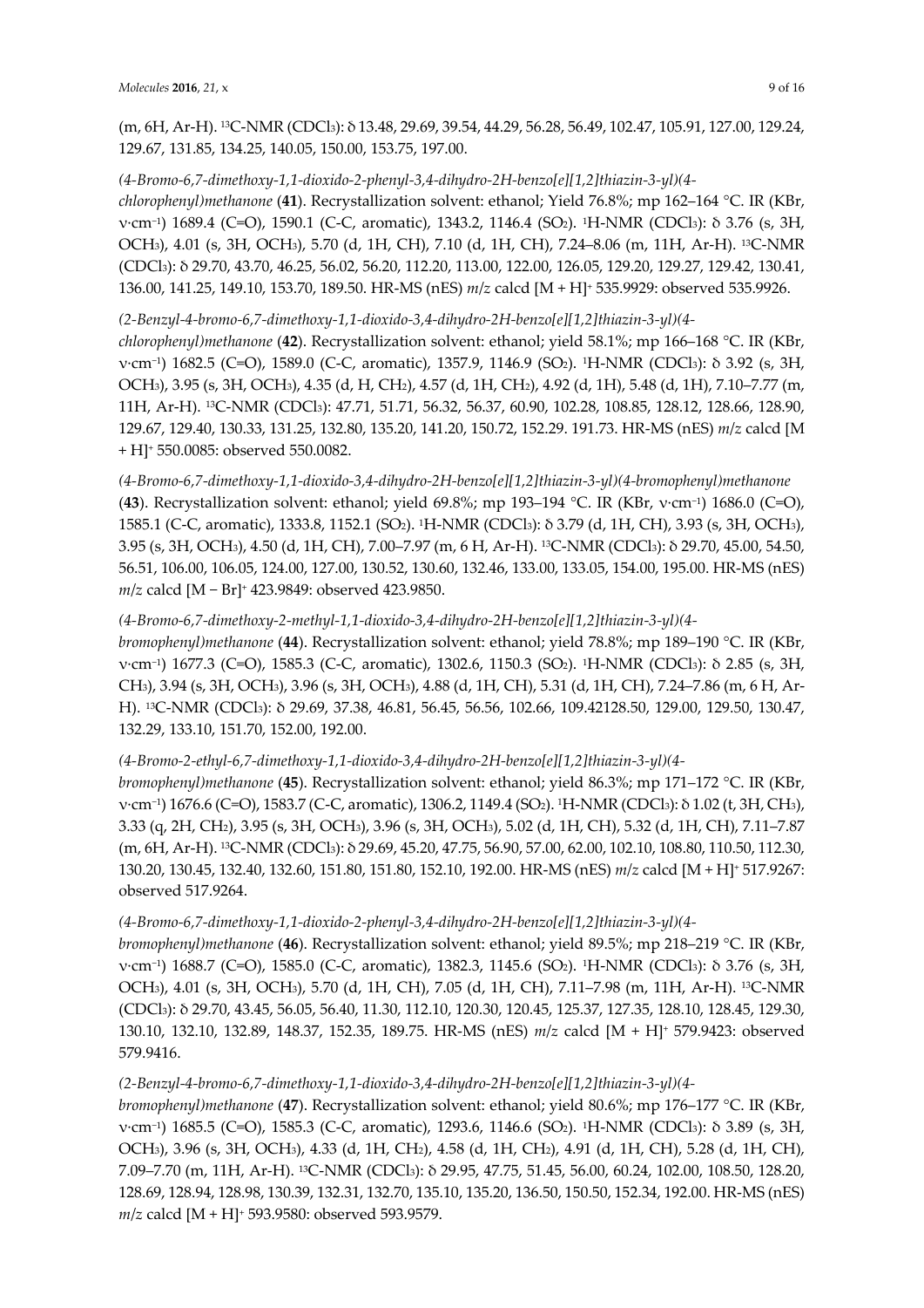(m, 6H, Ar-H). $^{13}$C-NMR (CDCl$_3$): δ 13.48, 29.69, 39.54, 44.29, 56.28, 56.49, 102.47, 105.91, 127.00, 129.24, 129.67, 131.85, 134.25, 140.05, 150.00, 153.75, 197.00.

*(4-Bromo-6,7-dimethoxy-1,1-dioxido-2-phenyl-3,4-dihydro-2H-benzo[e][1,2]thiazin-3-yl)(4-chlorophenyl)methanone* (**41**). Recrystallization solvent: ethanol; Yield 76.8%; mp 162–164 °C. IR (KBr, ν·cm$^{-1}$) 1689.4 (C=O), 1590.1 (C-C, aromatic), 1343.2, 1146.4 (SO$_2$). $^1$H-NMR (CDCl$_3$): δ 3.76 (s, 3H, OCH$_3$), 4.01 (s, 3H, OCH$_3$), 5.70 (d, 1H, CH), 7.10 (d, 1H, CH), 7.24–8.06 (m, 11H, Ar-H). $^{13}$C-NMR (CDCl$_3$): δ 29.70, 43.70, 46.25, 56.02, 56.20, 112.20, 113.00, 122.00, 126.05, 129.20, 129.27, 129.42, 130.41, 136.00, 141.25, 149.10, 153.70, 189.50. HR-MS (nES) *m/z* calcd [M + H]$^+$ 535.9929: observed 535.9926.

*(2-Benzyl-4-bromo-6,7-dimethoxy-1,1-dioxido-3,4-dihydro-2H-benzo[e][1,2]thiazin-3-yl)(4-chlorophenyl)methanone* (**42**). Recrystallization solvent: ethanol; yield 58.1%; mp 166–168 °C. IR (KBr, ν·cm$^{-1}$) 1682.5 (C=O), 1589.0 (C-C, aromatic), 1357.9, 1146.9 (SO$_2$). $^1$H-NMR (CDCl$_3$): δ 3.92 (s, 3H, OCH$_3$), 3.95 (s, 3H, OCH$_3$), 4.35 (d, H, CH$_2$), 4.57 (d, 1H, CH$_2$), 4.92 (d, 1H), 5.48 (d, 1H), 7.10–7.77 (m, 11H, Ar-H). $^{13}$C-NMR (CDCl$_3$): 47.71, 51.71, 56.32, 56.37, 60.90, 102.28, 108.85, 128.12, 128.66, 128.90, 129.67, 129.40, 130.33, 131.25, 132.80, 135.20, 141.20, 150.72, 152.29. 191.73. HR-MS (nES) *m/z* calcd [M + H]$^+$ 550.0085: observed 550.0082.

*(4-Bromo-6,7-dimethoxy-1,1-dioxido-3,4-dihydro-2H-benzo[e][1,2]thiazin-3-yl)(4-bromophenyl)methanone* (**43**). Recrystallization solvent: ethanol; yield 69.8%; mp 193–194 °C. IR (KBr, ν·cm$^{-1}$) 1686.0 (C=O), 1585.1 (C-C, aromatic), 1333.8, 1152.1 (SO$_2$). $^1$H-NMR (CDCl$_3$): δ 3.79 (d, 1H, CH), 3.93 (s, 3H, OCH$_3$), 3.95 (s, 3H, OCH$_3$), 4.50 (d, 1H, CH), 7.00–7.97 (m, 6 H, Ar-H). $^{13}$C-NMR (CDCl$_3$): δ 29.70, 45.00, 54.50, 56.51, 106.00, 106.05, 124.00, 127.00, 130.52, 130.60, 132.46, 133.00, 133.05, 154.00, 195.00. HR-MS (nES) *m/z* calcd [M − Br]$^+$ 423.9849: observed 423.9850.

*(4-Bromo-6,7-dimethoxy-2-methyl-1,1-dioxido-3,4-dihydro-2H-benzo[e][1,2]thiazin-3-yl)(4-bromophenyl)methanone* (**44**). Recrystallization solvent: ethanol; yield 78.8%; mp 189–190 °C. IR (KBr, ν·cm$^{-1}$) 1677.3 (C=O), 1585.3 (C-C, aromatic), 1302.6, 1150.3 (SO$_2$). $^1$H-NMR (CDCl$_3$): δ 2.85 (s, 3H, CH$_3$), 3.94 (s, 3H, OCH$_3$), 3.96 (s, 3H, OCH$_3$), 4.88 (d, 1H, CH), 5.31 (d, 1H, CH), 7.24–7.86 (m, 6 H, Ar-H). $^{13}$C-NMR (CDCl$_3$): δ 29.69, 37.38, 46.81, 56.45, 56.56, 102.66, 109.42128.50, 129.00, 129.50, 130.47, 132.29, 133.10, 151.70, 152.00, 192.00.

*(4-Bromo-2-ethyl-6,7-dimethoxy-1,1-dioxido-3,4-dihydro-2H-benzo[e][1,2]thiazin-3-yl)(4-bromophenyl)methanone* (**45**). Recrystallization solvent: ethanol; yield 86.3%; mp 171–172 °C. IR (KBr, ν·cm$^{-1}$) 1676.6 (C=O), 1583.7 (C-C, aromatic), 1306.2, 1149.4 (SO$_2$). $^1$H-NMR (CDCl$_3$): δ 1.02 (t, 3H, CH$_3$), 3.33 (q, 2H, CH$_2$), 3.95 (s, 3H, OCH$_3$), 3.96 (s, 3H, OCH$_3$), 5.02 (d, 1H, CH), 5.32 (d, 1H, CH), 7.11–7.87 (m, 6H, Ar-H). $^{13}$C-NMR (CDCl$_3$): δ 29.69, 45.20, 47.75, 56.90, 57.00, 62.00, 102.10, 108.80, 110.50, 112.30, 130.20, 130.45, 132.40, 132.60, 151.80, 151.80, 152.10, 192.00. HR-MS (nES) *m/z* calcd [M + H]$^+$ 517.9267: observed 517.9264.

*(4-Bromo-6,7-dimethoxy-1,1-dioxido-2-phenyl-3,4-dihydro-2H-benzo[e][1,2]thiazin-3-yl)(4-bromophenyl)methanone* (**46**). Recrystallization solvent: ethanol; yield 89.5%; mp 218–219 °C. IR (KBr, ν·cm$^{-1}$) 1688.7 (C=O), 1585.0 (C-C, aromatic), 1382.3, 1145.6 (SO$_2$). $^1$H-NMR (CDCl$_3$): δ 3.76 (s, 3H, OCH$_3$), 4.01 (s, 3H, OCH$_3$), 5.70 (d, 1H, CH), 7.05 (d, 1H, CH), 7.11–7.98 (m, 11H, Ar-H). $^{13}$C-NMR (CDCl$_3$): δ 29.70, 43.45, 56.05, 56.40, 11.30, 112.10, 120.30, 120.45, 125.37, 127.35, 128.10, 128.45, 129.30, 130.10, 132.10, 132.89, 148.37, 152.35, 189.75. HR-MS (nES) *m/z* calcd [M + H]$^+$ 579.9423: observed 579.9416.

*(2-Benzyl-4-bromo-6,7-dimethoxy-1,1-dioxido-3,4-dihydro-2H-benzo[e][1,2]thiazin-3-yl)(4-bromophenyl)methanone* (**47**). Recrystallization solvent: ethanol; yield 80.6%; mp 176–177 °C. IR (KBr, ν·cm$^{-1}$) 1685.5 (C=O), 1585.3 (C-C, aromatic), 1293.6, 1146.6 (SO$_2$). $^1$H-NMR (CDCl$_3$): δ 3.89 (s, 3H, OCH$_3$), 3.96 (s, 3H, OCH$_3$), 4.33 (d, 1H, CH$_2$), 4.58 (d, 1H, CH$_2$), 4.91 (d, 1H, CH), 5.28 (d, 1H, CH), 7.09–7.70 (m, 11H, Ar-H). $^{13}$C-NMR (CDCl$_3$): δ 29.95, 47.75, 51.45, 56.00, 60.24, 102.00, 108.50, 128.20, 128.69, 128.94, 128.98, 130.39, 132.31, 132.70, 135.10, 135.20, 136.50, 150.50, 152.34, 192.00. HR-MS (nES) *m/z* calcd [M + H]$^+$ 593.9580: observed 593.9579.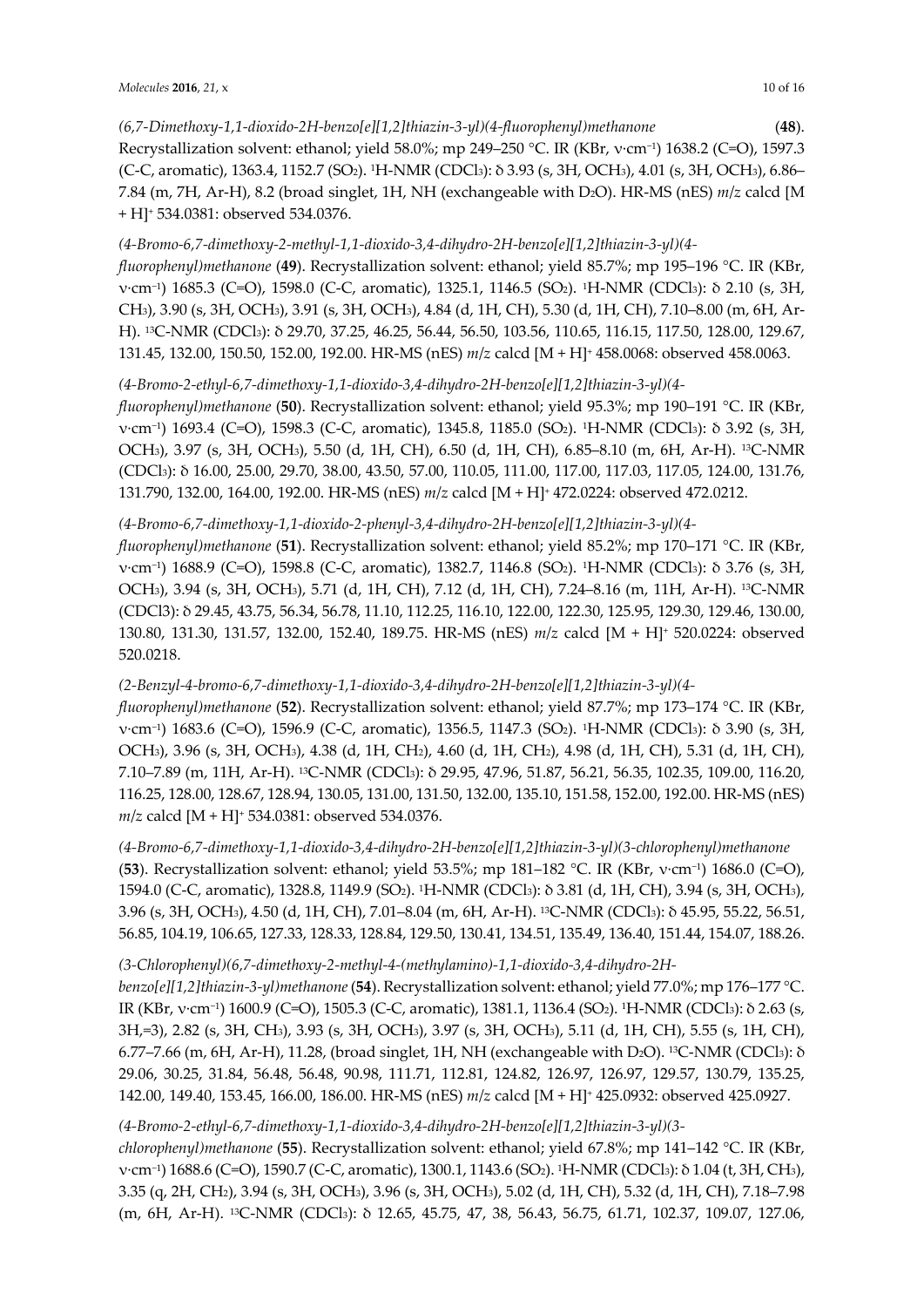*(6,7-Dimethoxy-1,1-dioxido-2H-benzo[e][1,2]thiazin-3-yl)(4-fluorophenyl)methanone* (**48**). Recrystallization solvent: ethanol; yield 58.0%; mp 249–250 °C. IR (KBr, ν·cm$^{-1}$) 1638.2 (C=O), 1597.3 (C-C, aromatic), 1363.4, 1152.7 ($SO_2$). $^1$H-NMR ($CDCl_3$): δ 3.93 (s, 3H, $OCH_3$), 4.01 (s, 3H, $OCH_3$), 6.86–7.84 (m, 7H, Ar-H), 8.2 (broad singlet, 1H, NH (exchangeable with $D_2O$). HR-MS (nES) *m/z* calcd [M + H]$^+$ 534.0381: observed 534.0376.

*(4-Bromo-6,7-dimethoxy-2-methyl-1,1-dioxido-3,4-dihydro-2H-benzo[e][1,2]thiazin-3-yl)(4-fluorophenyl)methanone* (**49**). Recrystallization solvent: ethanol; yield 85.7%; mp 195–196 °C. IR (KBr, ν·cm$^{-1}$) 1685.3 (C=O), 1598.0 (C-C, aromatic), 1325.1, 1146.5 ($SO_2$). $^1$H-NMR ($CDCl_3$): δ 2.10 (s, 3H, $CH_3$), 3.90 (s, 3H, $OCH_3$), 3.91 (s, 3H, $OCH_3$), 4.84 (d, 1H, CH), 5.30 (d, 1H, CH), 7.10–8.00 (m, 6H, Ar-H). $^{13}$C-NMR ($CDCl_3$): δ 29.70, 37.25, 46.25, 56.44, 56.50, 103.56, 110.65, 116.15, 117.50, 128.00, 129.67, 131.45, 132.00, 150.50, 152.00, 192.00. HR-MS (nES) *m/z* calcd [M + H]$^+$ 458.0068: observed 458.0063.

*(4-Bromo-2-ethyl-6,7-dimethoxy-1,1-dioxido-3,4-dihydro-2H-benzo[e][1,2]thiazin-3-yl)(4-fluorophenyl)methanone* (**50**). Recrystallization solvent: ethanol; yield 95.3%; mp 190–191 °C. IR (KBr, ν·cm$^{-1}$) 1693.4 (C=O), 1598.3 (C-C, aromatic), 1345.8, 1185.0 ($SO_2$). $^1$H-NMR ($CDCl_3$): δ 3.92 (s, 3H, $OCH_3$), 3.97 (s, 3H, $OCH_3$), 5.50 (d, 1H, CH), 6.50 (d, 1H, CH), 6.85–8.10 (m, 6H, Ar-H). $^{13}$C-NMR ($CDCl_3$): δ 16.00, 25.00, 29.70, 38.00, 43.50, 57.00, 110.05, 111.00, 117.00, 117.03, 117.05, 124.00, 131.76, 131.790, 132.00, 164.00, 192.00. HR-MS (nES) *m/z* calcd [M + H]$^+$ 472.0224: observed 472.0212.

*(4-Bromo-6,7-dimethoxy-1,1-dioxido-2-phenyl-3,4-dihydro-2H-benzo[e][1,2]thiazin-3-yl)(4-fluorophenyl)methanone* (**51**). Recrystallization solvent: ethanol; yield 85.2%; mp 170–171 °C. IR (KBr, ν·cm$^{-1}$) 1688.9 (C=O), 1598.8 (C-C, aromatic), 1382.7, 1146.8 ($SO_2$). $^1$H-NMR ($CDCl_3$): δ 3.76 (s, 3H, $OCH_3$), 3.94 (s, 3H, $OCH_3$), 5.71 (d, 1H, CH), 7.12 (d, 1H, CH), 7.24–8.16 (m, 11H, Ar-H). $^{13}$C-NMR ($CDCl_3$): δ 29.45, 43.75, 56.34, 56.78, 11.10, 112.25, 116.10, 122.00, 122.30, 125.95, 129.30, 129.46, 130.00, 130.80, 131.30, 131.57, 132.00, 152.40, 189.75. HR-MS (nES) *m/z* calcd [M + H]$^+$ 520.0224: observed 520.0218.

*(2-Benzyl-4-bromo-6,7-dimethoxy-1,1-dioxido-3,4-dihydro-2H-benzo[e][1,2]thiazin-3-yl)(4-fluorophenyl)methanone* (**52**). Recrystallization solvent: ethanol; yield 87.7%; mp 173–174 °C. IR (KBr, ν·cm$^{-1}$) 1683.6 (C=O), 1596.9 (C-C, aromatic), 1356.5, 1147.3 ($SO_2$). $^1$H-NMR ($CDCl_3$): δ 3.90 (s, 3H, $OCH_3$), 3.96 (s, 3H, $OCH_3$), 4.38 (d, 1H, $CH_2$), 4.60 (d, 1H, $CH_2$), 4.98 (d, 1H, CH), 5.31 (d, 1H, CH), 7.10–7.89 (m, 11H, Ar-H). $^{13}$C-NMR ($CDCl_3$): δ 29.95, 47.96, 51.87, 56.21, 56.35, 102.35, 109.00, 116.20, 116.25, 128.00, 128.67, 128.94, 130.05, 131.00, 131.50, 132.00, 135.10, 151.58, 152.00, 192.00. HR-MS (nES) *m/z* calcd [M + H]$^+$ 534.0381: observed 534.0376.

*(4-Bromo-6,7-dimethoxy-1,1-dioxido-3,4-dihydro-2H-benzo[e][1,2]thiazin-3-yl)(3-chlorophenyl)methanone* (**53**). Recrystallization solvent: ethanol; yield 53.5%; mp 181–182 °C. IR (KBr, ν·cm$^{-1}$) 1686.0 (C=O), 1594.0 (C-C, aromatic), 1328.8, 1149.9 ($SO_2$). $^1$H-NMR ($CDCl_3$): δ 3.81 (d, 1H, CH), 3.94 (s, 3H, $OCH_3$), 3.96 (s, 3H, $OCH_3$), 4.50 (d, 1H, CH), 7.01–8.04 (m, 6H, Ar-H). $^{13}$C-NMR ($CDCl_3$): δ 45.95, 55.22, 56.51, 56.85, 104.19, 106.65, 127.33, 128.33, 128.84, 129.50, 130.41, 134.51, 135.49, 136.40, 151.44, 154.07, 188.26.

*(3-Chlorophenyl)(6,7-dimethoxy-2-methyl-4-(methylamino)-1,1-dioxido-3,4-dihydro-2H-benzo[e][1,2]thiazin-3-yl)methanone* (**54**). Recrystallization solvent: ethanol; yield 77.0%; mp 176–177 °C. IR (KBr, ν·cm$^{-1}$) 1600.9 (C=O), 1505.3 (C-C, aromatic), 1381.1, 1136.4 ($SO_2$). $^1$H-NMR ($CDCl_3$): δ 2.63 (s, 3H,=3), 2.82 (s, 3H, $CH_3$), 3.93 (s, 3H, $OCH_3$), 3.97 (s, 3H, $OCH_3$), 5.11 (d, 1H, CH), 5.55 (s, 1H, CH), 6.77–7.66 (m, 6H, Ar-H), 11.28, (broad singlet, 1H, NH (exchangeable with $D_2O$). $^{13}$C-NMR ($CDCl_3$): δ 29.06, 30.25, 31.84, 56.48, 56.48, 90.98, 111.71, 112.81, 124.82, 126.97, 126.97, 129.57, 130.79, 135.25, 142.00, 149.40, 153.45, 166.00, 186.00. HR-MS (nES) *m/z* calcd [M + H]$^+$ 425.0932: observed 425.0927.

*(4-Bromo-2-ethyl-6,7-dimethoxy-1,1-dioxido-3,4-dihydro-2H-benzo[e][1,2]thiazin-3-yl)(3-chlorophenyl)methanone* (**55**). Recrystallization solvent: ethanol; yield 67.8%; mp 141–142 °C. IR (KBr, ν·cm$^{-1}$) 1688.6 (C=O), 1590.7 (C-C, aromatic), 1300.1, 1143.6 ($SO_2$). $^1$H-NMR ($CDCl_3$): δ 1.04 (t, 3H, $CH_3$), 3.35 (q, 2H, $CH_2$), 3.94 (s, 3H, $OCH_3$), 3.96 (s, 3H, $OCH_3$), 5.02 (d, 1H, CH), 5.32 (d, 1H, CH), 7.18–7.98 (m, 6H, Ar-H). $^{13}$C-NMR ($CDCl_3$): δ 12.65, 45.75, 47, 38, 56.43, 56.75, 61.71, 102.37, 109.07, 127.06,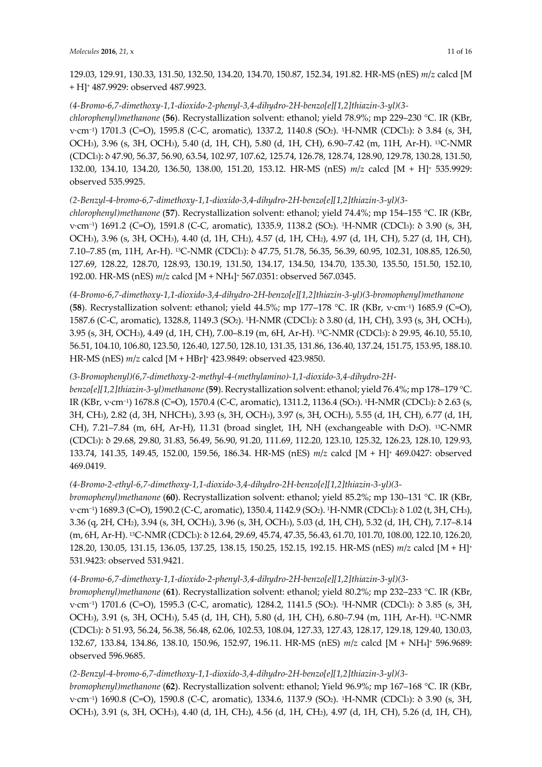129.03, 129.91, 130.33, 131.50, 132.50, 134.20, 134.70, 150.87, 152.34, 191.82. HR-MS (nES) *m/z* calcd [M + H]+ 487.9929: observed 487.9923.

*(4-Bromo-6,7-dimethoxy-1,1-dioxido-2-phenyl-3,4-dihydro-2H-benzo[e][1,2]thiazin-3-yl)(3-chlorophenyl)methanone* (**56**). Recrystallization solvent: ethanol; yield 78.9%; mp 229–230 °C. IR (KBr, ν·cm−1) 1701.3 (C=O), 1595.8 (C-C, aromatic), 1337.2, 1140.8 ($SO_2$). 1H-NMR ($CDCl_3$): δ 3.84 (s, 3H, $OCH_3$), 3.96 (s, 3H, $OCH_3$), 5.40 (d, 1H, CH), 5.80 (d, 1H, CH), 6.90–7.42 (m, 11H, Ar-H). 13C-NMR ($CDCl_3$): δ 47.90, 56.37, 56.90, 63.54, 102.97, 107.62, 125.74, 126.78, 128.74, 128.90, 129.78, 130.28, 131.50, 132.00, 134.10, 134.20, 136.50, 138.00, 151.20, 153.12. HR-MS (nES) *m/z* calcd [M + H]+ 535.9929: observed 535.9925.

*(2-Benzyl-4-bromo-6,7-dimethoxy-1,1-dioxido-3,4-dihydro-2H-benzo[e][1,2]thiazin-3-yl)(3-chlorophenyl)methanone* (**57**). Recrystallization solvent: ethanol; yield 74.4%; mp 154–155 °C. IR (KBr, ν·cm−1) 1691.2 (C=O), 1591.8 (C-C, aromatic), 1335.9, 1138.2 ($SO_2$). 1H-NMR ($CDCl_3$): δ 3.90 (s, 3H, $OCH_3$), 3.96 (s, 3H, $OCH_3$), 4.40 (d, 1H, $CH_2$), 4.57 (d, 1H, $CH_2$), 4.97 (d, 1H, CH), 5.27 (d, 1H, CH), 7.10–7.85 (m, 11H, Ar-H). 13C-NMR ($CDCl_3$): δ 47.75, 51.78, 56.35, 56.39, 60.95, 102.31, 108.85, 126.50, 127.69, 128.22, 128.70, 128.93, 130.19, 131.50, 134.17, 134.50, 134.70, 135.30, 135.50, 151.50, 152.10, 192.00. HR-MS (nES) *m/z* calcd [M + $NH_4$]+ 567.0351: observed 567.0345.

*(4-Bromo-6,7-dimethoxy-1,1-dioxido-3,4-dihydro-2H-benzo[e][1,2]thiazin-3-yl)(3-bromophenyl)methanone* (**58**). Recrystallization solvent: ethanol; yield 44.5%; mp 177–178 °C. IR (KBr, ν·cm−1) 1685.9 (C=O), 1587.6 (C-C, aromatic), 1328.8, 1149.3 ($SO_2$). 1H-NMR ($CDCl_3$): δ 3.80 (d, 1H, CH), 3.93 (s, 3H, $OCH_3$), 3.95 (s, 3H, $OCH_3$), 4.49 (d, 1H, CH), 7.00–8.19 (m, 6H, Ar-H). 13C-NMR ($CDCl_3$): δ 29.95, 46.10, 55.10, 56.51, 104.10, 106.80, 123.50, 126.40, 127.50, 128.10, 131.35, 131.86, 136.40, 137.24, 151.75, 153.95, 188.10. HR-MS (nES) *m/z* calcd [M + HBr]+ 423.9849: observed 423.9850.

*(3-Bromophenyl)(6,7-dimethoxy-2-methyl-4-(methylamino)-1,1-dioxido-3,4-dihydro-2H-benzo[e][1,2]thiazin-3-yl)methanone* (**59**). Recrystallization solvent: ethanol; yield 76.4%; mp 178–179 °C. IR (KBr, ν·cm−1) 1678.8 (C=O), 1570.4 (C-C, aromatic), 1311.2, 1136.4 ($SO_2$). 1H-NMR ($CDCl_3$): δ 2.63 (s, 3H, $CH_3$), 2.82 (d, 3H, $NHCH_3$), 3.93 (s, 3H, $OCH_3$), 3.97 (s, 3H, $OCH_3$), 5.55 (d, 1H, CH), 6.77 (d, 1H, CH), 7.21–7.84 (m, 6H, Ar-H), 11.31 (broad singlet, 1H, NH (exchangeable with $D_2O$). 13C-NMR ($CDCl_3$): δ 29.68, 29.80, 31.83, 56.49, 56.90, 91.20, 111.69, 112.20, 123.10, 125.32, 126.23, 128.10, 129.93, 133.74, 141.35, 149.45, 152.00, 159.56, 186.34. HR-MS (nES) *m/z* calcd [M + H]+ 469.0427: observed 469.0419.

*(4-Bromo-2-ethyl-6,7-dimethoxy-1,1-dioxido-3,4-dihydro-2H-benzo[e][1,2]thiazin-3-yl)(3-bromophenyl)methanone* (**60**). Recrystallization solvent: ethanol; yield 85.2%; mp 130–131 °C. IR (KBr, ν·cm−1) 1689.3 (C=O), 1590.2 (C-C, aromatic), 1350.4, 1142.9 ($SO_2$). 1H-NMR ($CDCl_3$): δ 1.02 (t, 3H, $CH_3$), 3.36 (q, 2H, $CH_2$), 3.94 (s, 3H, $OCH_3$), 3.96 (s, 3H, $OCH_3$), 5.03 (d, 1H, CH), 5.32 (d, 1H, CH), 7.17–8.14 (m, 6H, Ar-H). 13C-NMR ($CDCl_3$): δ 12.64, 29.69, 45.74, 47.35, 56.43, 61.70, 101.70, 108.00, 122.10, 126.20, 128.20, 130.05, 131.15, 136.05, 137.25, 138.15, 150.25, 152.15, 192.15. HR-MS (nES) *m/z* calcd [M + H]+ 531.9423: observed 531.9421.

*(4-Bromo-6,7-dimethoxy-1,1-dioxido-2-phenyl-3,4-dihydro-2H-benzo[e][1,2]thiazin-3-yl)(3-bromophenyl)methanone* (**61**). Recrystallization solvent: ethanol; yield 80.2%; mp 232–233 °C. IR (KBr, ν·cm−1) 1701.6 (C=O), 1595.3 (C-C, aromatic), 1284.2, 1141.5 ($SO_2$). 1H-NMR ($CDCl_3$): δ 3.85 (s, 3H, $OCH_3$), 3.91 (s, 3H, $OCH_3$), 5.45 (d, 1H, CH), 5.80 (d, 1H, CH), 6.80–7.94 (m, 11H, Ar-H). 13C-NMR ($CDCl_3$): δ 51.93, 56.24, 56.38, 56.48, 62.06, 102.53, 108.04, 127.33, 127.43, 128.17, 129.18, 129.40, 130.03, 132.67, 133.84, 134.86, 138.10, 150.96, 152.97, 196.11. HR-MS (nES) *m/z* calcd [M + $NH_4$]+ 596.9689: observed 596.9685.

*(2-Benzyl-4-bromo-6,7-dimethoxy-1,1-dioxido-3,4-dihydro-2H-benzo[e][1,2]thiazin-3-yl)(3-bromophenyl)methanone* (**62**). Recrystallization solvent: ethanol; Yield 96.9%; mp 167–168 °C. IR (KBr, ν·cm−1) 1690.8 (C=O), 1590.8 (C-C, aromatic), 1334.6, 1137.9 ($SO_2$). 1H-NMR ($CDCl_3$): δ 3.90 (s, 3H, $OCH_3$), 3.91 (s, 3H, $OCH_3$), 4.40 (d, 1H, $CH_2$), 4.56 (d, 1H, $CH_2$), 4.97 (d, 1H, CH), 5.26 (d, 1H, CH),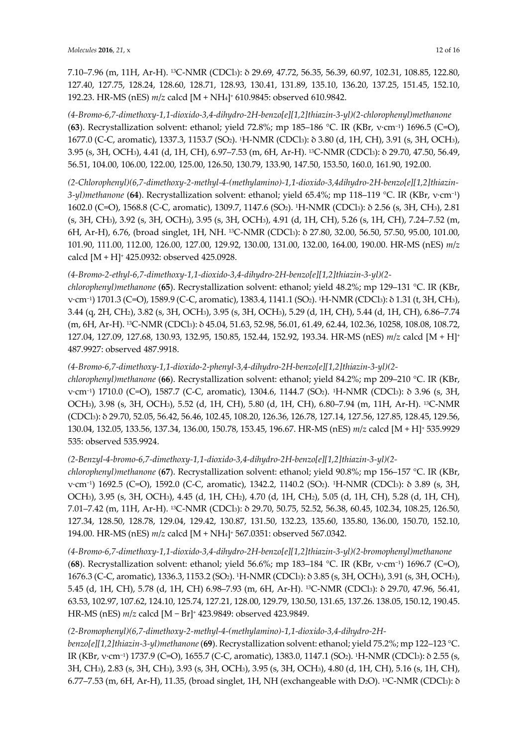7.10–7.96 (m, 11H, Ar-H). $^{13}$C-NMR ($CDCl_3$): δ 29.69, 47.72, 56.35, 56.39, 60.97, 102.31, 108.85, 122.80, 127.40, 127.75, 128.24, 128.60, 128.71, 128.93, 130.41, 131.89, 135.10, 136.20, 137.25, 151.45, 152.10, 192.23. HR-MS (nES) *m/z* calcd $[M + NH_4]^+$ 610.9845: observed 610.9842.

*(4-Bromo-6,7-dimethoxy-1,1-dioxido-3,4-dihydro-2H-benzo[e][1,2]thiazin-3-yl)(2-chlorophenyl)methanone* (**63**). Recrystallization solvent: ethanol; yield 72.8%; mp 185–186 °C. IR (KBr, ν·cm$^{-1}$) 1696.5 (C=O), 1677.0 (C-C, aromatic), 1337.3, 1153.7 ($SO_2$). $^1$H-NMR ($CDCl_3$): δ 3.80 (d, 1H, CH), 3.91 (s, 3H, $OCH_3$), 3.95 (s, 3H, $OCH_3$), 4.41 (d, 1H, CH), 6.97–7.53 (m, 6H, Ar-H). $^{13}$C-NMR ($CDCl_3$): δ 29.70, 47.50, 56.49, 56.51, 104.00, 106.00, 122.00, 125.00, 126.50, 130.79, 133.90, 147.50, 153.50, 160.0, 161.90, 192.00.

*(2-Chlorophenyl)(6,7-dimethoxy-2-methyl-4-(methylamino)-1,1-dioxido-3,4dihydro-2H-benzo[e][1,2]thiazin-3-yl)methanone* (**64**). Recrystallization solvent: ethanol; yield 65.4%; mp 118–119 °C. IR (KBr, ν·cm$^{-1}$) 1602.0 (C=O), 1568.8 (C-C, aromatic), 1309.7, 1147.6 ($SO_2$). $^1$H-NMR ($CDCl_3$): δ 2.56 (s, 3H, $CH_3$), 2.81 (s, 3H, $CH_3$), 3.92 (s, 3H, $OCH_3$), 3.95 (s, 3H, $OCH_3$), 4.91 (d, 1H, CH), 5.26 (s, 1H, CH), 7.24–7.52 (m, 6H, Ar-H), 6.76, (broad singlet, 1H, NH. $^{13}$C-NMR ($CDCl_3$): δ 27.80, 32.00, 56.50, 57.50, 95.00, 101.00, 101.90, 111.00, 112.00, 126.00, 127.00, 129.92, 130.00, 131.00, 132.00, 164.00, 190.00. HR-MS (nES) *m/z* calcd $[M + H]^+$ 425.0932: observed 425.0928.

*(4-Bromo-2-ethyl-6,7-dimethoxy-1,1-dioxido-3,4-dihydro-2H-benzo[e][1,2]thiazin-3-yl)(2-chlorophenyl)methanone* (**65**). Recrystallization solvent: ethanol; yield 48.2%; mp 129–131 °C. IR (KBr, ν·cm$^{-1}$) 1701.3 (C=O), 1589.9 (C-C, aromatic), 1383.4, 1141.1 ($SO_2$). $^1$H-NMR ($CDCl_3$): δ 1.31 (t, 3H, $CH_3$), 3.44 (q, 2H, $CH_2$), 3.82 (s, 3H, $OCH_3$), 3.95 (s, 3H, $OCH_3$), 5.29 (d, 1H, CH), 5.44 (d, 1H, CH), 6.86–7.74 (m, 6H, Ar-H). $^{13}$C-NMR ($CDCl_3$): δ 45.04, 51.63, 52.98, 56.01, 61.49, 62.44, 102.36, 10258, 108.08, 108.72, 127.04, 127.09, 127.68, 130.93, 132.95, 150.85, 152.44, 152.92, 193.34. HR-MS (nES) *m/z* calcd $[M + H]^+$ 487.9927: observed 487.9918.

*(4-Bromo-6,7-dimethoxy-1,1-dioxido-2-phenyl-3,4-dihydro-2H-benzo[e][1,2]thiazin-3-yl)(2-chlorophenyl)methanone* (**66**). Recrystallization solvent: ethanol; yield 84.2%; mp 209–210 °C. IR (KBr, ν·cm$^{-1}$) 1710.0 (C=O), 1587.7 (C-C, aromatic), 1304.6, 1144.7 ($SO_2$). $^1$H-NMR ($CDCl_3$): δ 3.96 (s, 3H, $OCH_3$), 3.98 (s, 3H, $OCH_3$), 5.52 (d, 1H, CH), 5.80 (d, 1H, CH), 6.80–7.94 (m, 11H, Ar-H). $^{13}$C-NMR ($CDCl_3$): δ 29.70, 52.05, 56.42, 56.46, 102.45, 108.20, 126.36, 126.78, 127.14, 127.56, 127.85, 128.45, 129.56, 130.04, 132.05, 133.56, 137.34, 136.00, 150.78, 153.45, 196.67. HR-MS (nES) *m/z* calcd $[M + H]^+$ 535.9929 535: observed 535.9924.

*(2-Benzyl-4-bromo-6,7-dimethoxy-1,1-dioxido-3,4-dihydro-2H-benzo[e][1,2]thiazin-3-yl)(2-chlorophenyl)methanone* (**67**). Recrystallization solvent: ethanol; yield 90.8%; mp 156–157 °C. IR (KBr, ν·cm$^{-1}$) 1692.5 (C=O), 1592.0 (C-C, aromatic), 1342.2, 1140.2 ($SO_2$). $^1$H-NMR ($CDCl_3$): δ 3.89 (s, 3H, $OCH_3$), 3.95 (s, 3H, $OCH_3$), 4.45 (d, 1H, $CH_2$), 4.70 (d, 1H, $CH_2$), 5.05 (d, 1H, CH), 5.28 (d, 1H, CH), 7.01–7.42 (m, 11H, Ar-H). $^{13}$C-NMR ($CDCl_3$): δ 29.70, 50.75, 52.52, 56.38, 60.45, 102.34, 108.25, 126.50, 127.34, 128.50, 128.78, 129.04, 129.42, 130.87, 131.50, 132.23, 135.60, 135.80, 136.00, 150.70, 152.10, 194.00. HR-MS (nES) *m/z* calcd $[M + NH_4]^+$ 567.0351: observed 567.0342.

*(4-Bromo-6,7-dimethoxy-1,1-dioxido-3,4-dihydro-2H-benzo[e][1,2]thiazin-3-yl)(2-bromophenyl)methanone* (**68**). Recrystallization solvent: ethanol; yield 56.6%; mp 183–184 °C. IR (KBr, ν·cm$^{-1}$) 1696.7 (C=O), 1676.3 (C-C, aromatic), 1336.3, 1153.2 ($SO_2$). $^1$H-NMR ($CDCl_3$): δ 3.85 (s, 3H, $OCH_3$), 3.91 (s, 3H, $OCH_3$), 5.45 (d, 1H, CH), 5.78 (d, 1H, CH) 6.98–7.93 (m, 6H, Ar-H). $^{13}$C-NMR ($CDCl_3$): δ 29.70, 47.96, 56.41, 63.53, 102.97, 107.62, 124.10, 125.74, 127.21, 128.00, 129.79, 130.50, 131.65, 137.26. 138.05, 150.12, 190.45. HR-MS (nES) *m/z* calcd $[M - Br]^+$ 423.9849: observed 423.9849.

*(2-Bromophenyl)(6,7-dimethoxy-2-methyl-4-(methylamino)-1,1-dioxido-3,4-dihydro-2H-benzo[e][1,2]thiazin-3-yl)methanone* (**69**). Recrystallization solvent: ethanol; yield 75.2%; mp 122–123 °C. IR (KBr, ν·cm$^{-1}$) 1737.9 (C=O), 1655.7 (C-C, aromatic), 1383.0, 1147.1 ($SO_2$). $^1$H-NMR ($CDCl_3$): δ 2.55 (s, 3H, $CH_3$), 2.83 (s, 3H, $CH_3$), 3.93 (s, 3H, $OCH_3$), 3.95 (s, 3H, $OCH_3$), 4.80 (d, 1H, CH), 5.16 (s, 1H, CH), 6.77–7.53 (m, 6H, Ar-H), 11.35, (broad singlet, 1H, NH (exchangeable with $D_2O$). $^{13}$C-NMR ($CDCl_3$): δ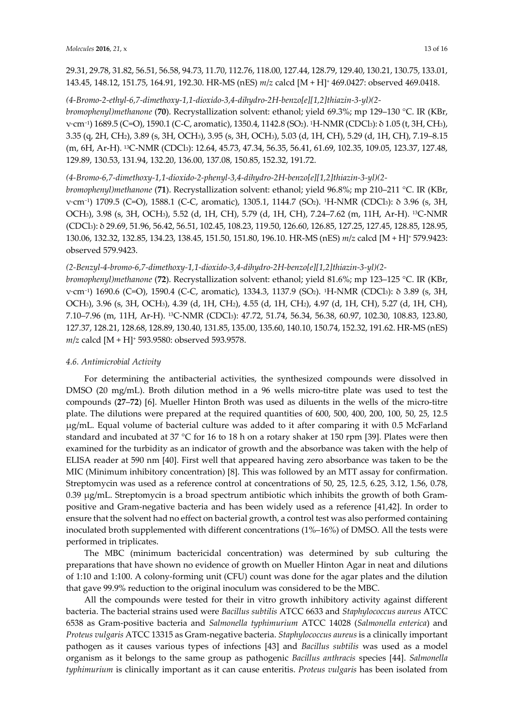29.31, 29.78, 31.82, 56.51, 56.58, 94.73, 11.70, 112.76, 118.00, 127.44, 128.79, 129.40, 130.21, 130.75, 133.01, 143.45, 148.12, 151.75, 164.91, 192.30. HR-MS (nES) *m/z* calcd [M + H]$^+$ 469.0427: observed 469.0418.

*(4-Bromo-2-ethyl-6,7-dimethoxy-1,1-dioxido-3,4-dihydro-2H-benzo[e][1,2]thiazin-3-yl)(2-bromophenyl)methanone* (**70**). Recrystallization solvent: ethanol; yield 69.3%; mp 129–130 °C. IR (KBr, ν·cm$^{-1}$) 1689.5 (C=O), 1590.1 (C-C, aromatic), 1350.4, 1142.8 ($SO_2$). $^1$H-NMR ($CDCl_3$): δ 1.05 (t, 3H, $CH_3$), 3.35 (q, 2H, $CH_2$), 3.89 (s, 3H, $OCH_3$), 3.95 (s, 3H, $OCH_3$), 5.03 (d, 1H, CH), 5.29 (d, 1H, CH), 7.19–8.15 (m, 6H, Ar-H). $^{13}$C-NMR ($CDCl_3$): 12.64, 45.73, 47.34, 56.35, 56.41, 61.69, 102.35, 109.05, 123.37, 127.48, 129.89, 130.53, 131.94, 132.20, 136.00, 137.08, 150.85, 152.32, 191.72.

*(4-Bromo-6,7-dimethoxy-1,1-dioxido-2-phenyl-3,4-dihydro-2H-benzo[e][1,2]thiazin-3-yl)(2-bromophenyl)methanone* (**71**). Recrystallization solvent: ethanol; yield 96.8%; mp 210–211 °C. IR (KBr, ν·cm$^{-1}$) 1709.5 (C=O), 1588.1 (C-C, aromatic), 1305.1, 1144.7 ($SO_2$). $^1$H-NMR ($CDCl_3$): δ 3.96 (s, 3H, $OCH_3$), 3.98 (s, 3H, $OCH_3$), 5.52 (d, 1H, CH), 5.79 (d, 1H, CH), 7.24–7.62 (m, 11H, Ar-H). $^{13}$C-NMR ($CDCl_3$): δ 29.69, 51.96, 56.42, 56.51, 102.45, 108.23, 119.50, 126.60, 126.85, 127.25, 127.45, 128.85, 128.95, 130.06, 132.32, 132.85, 134.23, 138.45, 151.50, 151.80, 196.10. HR-MS (nES) *m/z* calcd [M + H]$^+$ 579.9423: observed 579.9423.

*(2-Benzyl-4-bromo-6,7-dimethoxy-1,1-dioxido-3,4-dihydro-2H-benzo[e][1,2]thiazin-3-yl)(2-bromophenyl)methanone* (**72**). Recrystallization solvent: ethanol; yield 81.6%; mp 123–125 °C. IR (KBr, ν·cm$^{-1}$) 1690.6 (C=O), 1590.4 (C-C, aromatic), 1334.3, 1137.9 ($SO_2$). $^1$H-NMR ($CDCl_3$): δ 3.89 (s, 3H, $OCH_3$), 3.96 (s, 3H, $OCH_3$), 4.39 (d, 1H, $CH_2$), 4.55 (d, 1H, $CH_2$), 4.97 (d, 1H, CH), 5.27 (d, 1H, CH), 7.10–7.96 (m, 11H, Ar-H). $^{13}$C-NMR ($CDCl_3$): 47.72, 51.74, 56.34, 56.38, 60.97, 102.30, 108.83, 123.80, 127.37, 128.21, 128.68, 128.89, 130.40, 131.85, 135.00, 135.60, 140.10, 150.74, 152.32, 191.62. HR-MS (nES) *m/z* calcd [M + H]$^+$ 593.9580: observed 593.9578.

### 4.6. Antimicrobial Activity

For determining the antibacterial activities, the synthesized compounds were dissolved in DMSO (20 mg/mL). Broth dilution method in a 96 wells micro-titre plate was used to test the compounds (**27**–**72**) [6]. Mueller Hinton Broth was used as diluents in the wells of the micro-titre plate. The dilutions were prepared at the required quantities of 600, 500, 400, 200, 100, 50, 25, 12.5 μg/mL. Equal volume of bacterial culture was added to it after comparing it with 0.5 McFarland standard and incubated at 37 °C for 16 to 18 h on a rotary shaker at 150 rpm [39]. Plates were then examined for the turbidity as an indicator of growth and the absorbance was taken with the help of ELISA reader at 590 nm [40]. First well that appeared having zero absorbance was taken to be the MIC (Minimum inhibitory concentration) [8]. This was followed by an MTT assay for confirmation. Streptomycin was used as a reference control at concentrations of 50, 25, 12.5, 6.25, 3.12, 1.56, 0.78, 0.39 μg/mL. Streptomycin is a broad spectrum antibiotic which inhibits the growth of both Gram-positive and Gram-negative bacteria and has been widely used as a reference [41,42]. In order to ensure that the solvent had no effect on bacterial growth, a control test was also performed containing inoculated broth supplemented with different concentrations (1%–16%) of DMSO. All the tests were performed in triplicates.

The MBC (minimum bactericidal concentration) was determined by sub culturing the preparations that have shown no evidence of growth on Mueller Hinton Agar in neat and dilutions of 1:10 and 1:100. A colony-forming unit (CFU) count was done for the agar plates and the dilution that gave 99.9% reduction to the original inoculum was considered to be the MBC.

All the compounds were tested for their in vitro growth inhibitory activity against different bacteria. The bacterial strains used were *Bacillus subtilis* ATCC 6633 and *Staphylococcus aureus* ATCC 6538 as Gram-positive bacteria and *Salmonella typhimurium* ATCC 14028 (*Salmonella enterica*) and *Proteus vulgaris* ATCC 13315 as Gram-negative bacteria. *Staphylococcus aureus* is a clinically important pathogen as it causes various types of infections [43] and *Bacillus subtilis* was used as a model organism as it belongs to the same group as pathogenic *Bacillus anthracis* species [44]. *Salmonella typhimurium* is clinically important as it can cause enteritis. *Proteus vulgaris* has been isolated from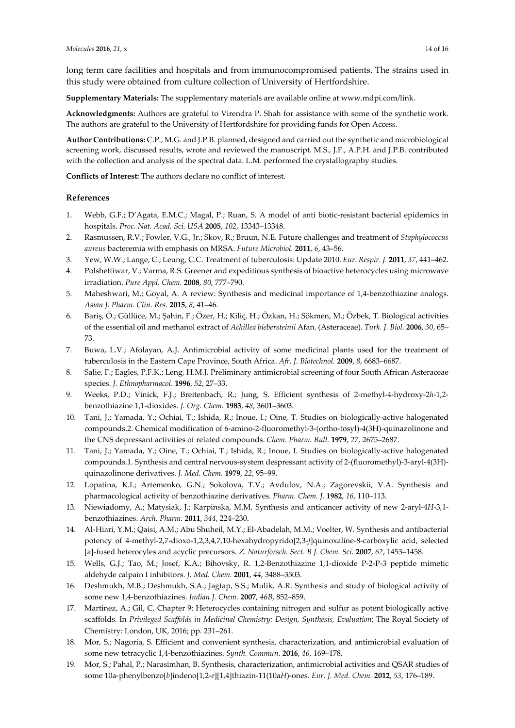long term care facilities and hospitals and from immunocompromised patients. The strains used in this study were obtained from culture collection of University of Hertfordshire.

**Supplementary Materials:** The supplementary materials are available online at www.mdpi.com/link.

**Acknowledgments:** Authors are grateful to Virendra P. Shah for assistance with some of the synthetic work. The authors are grateful to the University of Hertfordshire for providing funds for Open Access.

**Author Contributions:** C.P., M.G. and J.P.B. planned, designed and carried out the synthetic and microbiological screening work, discussed results, wrote and reviewed the manuscript. M.S., J.F., A.P.H. and J.P.B. contributed with the collection and analysis of the spectral data. L.M. performed the crystallography studies.

**Conflicts of Interest:** The authors declare no conflict of interest.

## References

1. Webb, G.F.; D'Agata, E.M.C.; Magal, P.; Ruan, S. A model of anti biotic-resistant bacterial epidemics in hospitals. *Proc. Nat. Acad. Sci. USA* **2005**, *102*, 13343–13348.
2. Rasmussen, R.V.; Fowler, V.G., Jr.; Skov, R.; Bruun, N.E. Future challenges and treatment of *Staphylococcus aureus* bacteremia with emphasis on MRSA. *Future Microbiol.* **2011**, *6*, 43–56.
3. Yew, W.W.; Lange, C.; Leung, C.C. Treatment of tuberculosis: Update 2010. *Eur. Respir. J.* **2011**, *37*, 441–462.
4. Polshettiwar, V.; Varma, R.S. Greener and expeditious synthesis of bioactive heterocycles using microwave irradiation. *Pure Appl. Chem.* **2008**, *80*, 777–790.
5. Maheshwari, M.; Goyal, A. A review: Synthesis and medicinal importance of 1,4-benzothiazine analogs. *Asian J. Pharm. Clin. Res.* **2015**, *8*, 41–46.
6. Bariş, Ö.; Güllüce, M.; Şahin, F.; Özer, H.; Kiliç, H.; Özkan, H.; Sökmen, M.; Özbek, T. Biological activities of the essential oil and methanol extract of *Achillea biebersteinii* Afan. (Asteraceae). *Turk. J. Biol.* **2006**, *30*, 65–73.
7. Buwa, L.V.; Afolayan, A.J. Antimicrobial activity of some medicinal plants used for the treatment of tuberculosis in the Eastern Cape Province, South Africa. *Afr. J. Biotechnol.* **2009**, *8*, 6683–6687.
8. Salie, F.; Eagles, P.F.K.; Leng, H.M.J. Preliminary antimicrobial screening of four South African Asteraceae species. *J. Ethnopharmacol.* **1996**, *52*, 27–33.
9. Weeks, P.D.; Vinick, F.J.; Breitenbach, R.; Jung, S. Efficient synthesis of 2-methyl-4-hydroxy-2*h*-1,2-benzothiazine 1,1-dioxides. *J. Org. Chem.* **1983**, *48*, 3601–3603.
10. Tani, J.; Yamada, Y.; Ochiai, T.; Ishida, R.; Inoue, I.; Oine, T. Studies on biologically-active halogenated compounds.2. Chemical modification of 6-amino-2-fluoromethyl-3-(ortho-tosyl)-4(3H)-quinazolinone and the CNS depressant activities of related compounds. *Chem. Pharm. Bull.* **1979**, *27*, 2675–2687.
11. Tani, J.; Yamada, Y.; Oine, T.; Ochiai, T.; Ishida, R.; Inoue, I. Studies on biologically-active halogenated compounds.1. Synthesis and central nervous-system despressant activity of 2-(fluoromethyl)-3-aryl-4(3H)-quinazolinone derivatives. *J. Med. Chem.* **1979**, *22*, 95–99.
12. Lopatina, K.I.; Artemenko, G.N.; Sokolova, T.V.; Avdulov, N.A.; Zagorevskii, V.A. Synthesis and pharmacological activity of benzothiazine derivatives. *Pharm. Chem. J.* **1982**, *16*, 110–113.
13. Niewiadomy, A.; Matysiak, J.; Karpinska, M.M. Synthesis and anticancer activity of new 2-aryl-4*H*-3,1-benzothiazines. *Arch. Pharm.* **2011**, *344*, 224–230.
14. Al-Hiari, Y.M.; Qaisi, A.M.; Abu Shuheil, M.Y.; El-Abadelah, M.M.; Voelter, W. Synthesis and antibacterial potency of 4-methyl-2,7-dioxo-1,2,3,4,7,10-hexahydropyrido[2,3-*f*]quinoxaline-8-carboxylic acid, selected [a]-fused heterocyles and acyclic precursors. *Z. Naturforsch. Sect. B J. Chem. Sci.* **2007**, *62*, 1453–1458.
15. Wells, G.J.; Tao, M.; Josef, K.A.; Bihovsky, R. 1,2-Benzothiazine 1,1-dioxide P-2-P-3 peptide mimetic aldehyde calpain I inhibitors. *J. Med. Chem.* **2001**, *44*, 3488–3503.
16. Deshmukh, M.B.; Deshmukh, S.A.; Jagtap, S.S.; Mulik, A.R. Synthesis and study of biological activity of some new 1,4-benzothiazines. *Indian J. Chem.* **2007**, *46B*, 852–859.
17. Martinez, A.; Gil, C. Chapter 9: Heterocycles containing nitrogen and sulfur as potent biologically active scaffolds. In *Privileged Scaffolds in Medicinal Chemistry: Design, Synthesis, Evaluation*; The Royal Society of Chemistry: London, UK, 2016; pp. 231–261.
18. Mor, S.; Nagoria, S. Efficient and convenient synthesis, characterization, and antimicrobial evaluation of some new tetracyclic 1,4-benzothiazines. *Synth. Commun.* **2016**, *46*, 169–178.
19. Mor, S.; Pahal, P.; Narasimhan, B. Synthesis, characterization, antimicrobial activities and QSAR studies of some 10a-phenylbenzo[*b*]indeno[1,2-*e*][1,4]thiazin-11(10a*H*)-ones. *Eur. J. Med. Chem.* **2012**, *53*, 176–189.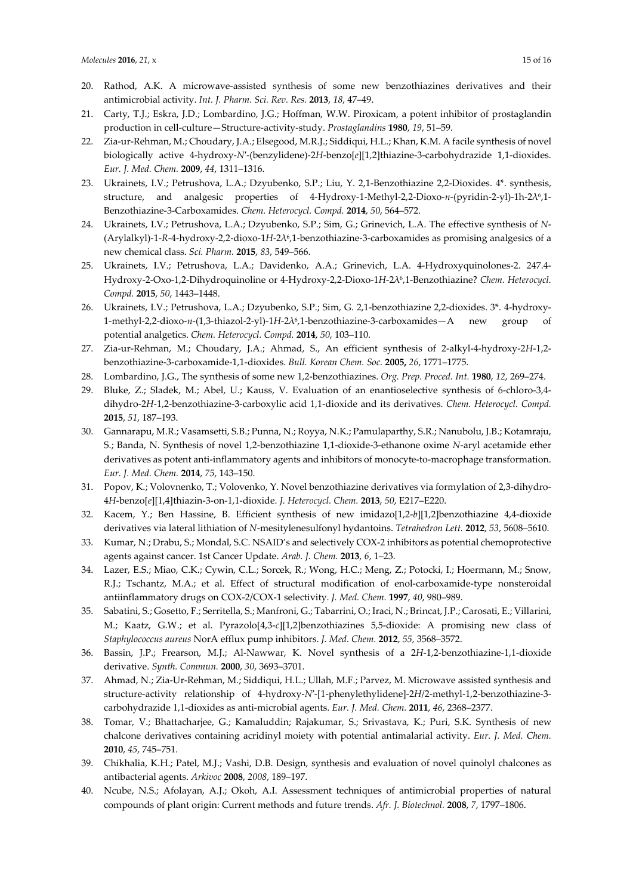20. Rathod, A.K. A microwave-assisted synthesis of some new benzothiazines derivatives and their antimicrobial activity. *Int. J. Pharm. Sci. Rev. Res.* **2013**, *18*, 47–49.
21. Carty, T.J.; Eskra, J.D.; Lombardino, J.G.; Hoffman, W.W. Piroxicam, a potent inhibitor of prostaglandin production in cell-culture—Structure-activity-study. *Prostaglandins* **1980**, *19*, 51–59.
22. Zia-ur-Rehman, M.; Choudary, J.A.; Elsegood, M.R.J.; Siddiqui, H.L.; Khan, K.M. A facile synthesis of novel biologically active 4-hydroxy-*N*′-(benzylidene)-2*H*-benzo[*e*][1,2]thiazine-3-carbohydrazide 1,1-dioxides. *Eur. J. Med. Chem.* **2009**, *44*, 1311–1316.
23. Ukrainets, I.V.; Petrushova, L.A.; Dzyubenko, S.P.; Liu, Y. 2,1-Benzothiazine 2,2-Dioxides. 4*. synthesis, structure, and analgesic properties of 4-Hydroxy-1-Methyl-2,2-Dioxo-*n*-(pyridin-2-yl)-1h-2$\lambda^6$,1-Benzothiazine-3-Carboxamides. *Chem. Heterocycl. Compd.* **2014**, *50*, 564–572.
24. Ukrainets, I.V.; Petrushova, L.A.; Dzyubenko, S.P.; Sim, G.; Grinevich, L.A. The effective synthesis of *N*-(Arylalkyl)-1-*R*-4-hydroxy-2,2-dioxo-1*H*-2$\lambda^6$,1-benzothiazine-3-carboxamides as promising analgesics of a new chemical class. *Sci. Pharm.* **2015**, *83*, 549–566.
25. Ukrainets, I.V.; Petrushova, L.A.; Davidenko, A.A.; Grinevich, L.A. 4-Hydroxyquinolones-2. 247.4-Hydroxy-2-Oxo-1,2-Dihydroquinoline or 4-Hydroxy-2,2-Dioxo-1*H*-2$\lambda^6$,1-Benzothiazine? *Chem. Heterocycl. Compd.* **2015**, *50*, 1443–1448.
26. Ukrainets, I.V.; Petrushova, L.A.; Dzyubenko, S.P.; Sim, G. 2,1-benzothiazine 2,2-dioxides. 3*. 4-hydroxy-1-methyl-2,2-dioxo-*n*-(1,3-thiazol-2-yl)-1*H*-2$\lambda^6$,1-benzothiazine-3-carboxamides—A new group of potential analgetics. *Chem. Heterocycl. Compd.* **2014**, *50*, 103–110.
27. Zia-ur-Rehman, M.; Choudary, J.A.; Ahmad, S., An efficient synthesis of 2-alkyl-4-hydroxy-2*H*-1,2-benzothiazine-3-carboxamide-1,1-dioxides. *Bull. Korean Chem. Soc.* **2005,** *26*, 1771–1775.
28. Lombardino, J.G., The synthesis of some new 1,2-benzothiazines. *Org. Prep. Proced. Int.* **1980**, *12*, 269–274.
29. Bluke, Z.; Sladek, M.; Abel, U.; Kauss, V. Evaluation of an enantioselective synthesis of 6-chloro-3,4-dihydro-2*H*-1,2-benzothiazine-3-carboxylic acid 1,1-dioxide and its derivatives. *Chem. Heterocycl. Compd.* **2015**, *51*, 187–193.
30. Gannarapu, M.R.; Vasamsetti, S.B.; Punna, N.; Royya, N.K.; Pamulaparthy, S.R.; Nanubolu, J.B.; Kotamraju, S.; Banda, N. Synthesis of novel 1,2-benzothiazine 1,1-dioxide-3-ethanone oxime *N*-aryl acetamide ether derivatives as potent anti-inflammatory agents and inhibitors of monocyte-to-macrophage transformation. *Eur. J. Med. Chem.* **2014**, *75*, 143–150.
31. Popov, K.; Volovnenko, T.; Volovenko, Y. Novel benzothiazine derivatives via formylation of 2,3-dihydro-4*H*-benzo[*e*][1,4]thiazin-3-on-1,1-dioxide. *J. Heterocycl. Chem.* **2013**, *50*, E217–E220.
32. Kacem, Y.; Ben Hassine, B. Efficient synthesis of new imidazo[1,2-*b*][1,2]benzothiazine 4,4-dioxide derivatives via lateral lithiation of *N*-mesitylenesulfonyl hydantoins. *Tetrahedron Lett.* **2012**, *53*, 5608–5610.
33. Kumar, N.; Drabu, S.; Mondal, S.C. NSAID's and selectively COX-2 inhibitors as potential chemoprotective agents against cancer. 1st Cancer Update. *Arab. J. Chem.* **2013**, *6*, 1–23.
34. Lazer, E.S.; Miao, C.K.; Cywin, C.L.; Sorcek, R.; Wong, H.C.; Meng, Z.; Potocki, I.; Hoermann, M.; Snow, R.J.; Tschantz, M.A.; et al. Effect of structural modification of enol-carboxamide-type nonsteroidal antiinflammatory drugs on COX-2/COX-1 selectivity. *J. Med. Chem.* **1997**, *40*, 980–989.
35. Sabatini, S.; Gosetto, F.; Serritella, S.; Manfroni, G.; Tabarrini, O.; Iraci, N.; Brincat, J.P.; Carosati, E.; Villarini, M.; Kaatz, G.W.; et al. Pyrazolo[4,3-*c*][1,2]benzothiazines 5,5-dioxide: A promising new class of *Staphylococcus aureus* NorA efflux pump inhibitors. *J. Med. Chem.* **2012**, *55*, 3568–3572.
36. Bassin, J.P.; Frearson, M.J.; Al-Nawwar, K. Novel synthesis of a 2*H*-1,2-benzothiazine-1,1-dioxide derivative. *Synth. Commun.* **2000**, *30*, 3693–3701.
37. Ahmad, N.; Zia-Ur-Rehman, M.; Siddiqui, H.L.; Ullah, M.F.; Parvez, M. Microwave assisted synthesis and structure-activity relationship of 4-hydroxy-*N*′-[1-phenylethylidene]-2*H*/2-methyl-1,2-benzothiazine-3-carbohydrazide 1,1-dioxides as anti-microbial agents. *Eur. J. Med. Chem.* **2011**, *46*, 2368–2377.
38. Tomar, V.; Bhattacharjee, G.; Kamaluddin; Rajakumar, S.; Srivastava, K.; Puri, S.K. Synthesis of new chalcone derivatives containing acridinyl moiety with potential antimalarial activity. *Eur. J. Med. Chem.* **2010**, *45*, 745–751.
39. Chikhalia, K.H.; Patel, M.J.; Vashi, D.B. Design, synthesis and evaluation of novel quinolyl chalcones as antibacterial agents. *Arkivoc* **2008**, *2008*, 189–197.
40. Ncube, N.S.; Afolayan, A.J.; Okoh, A.I. Assessment techniques of antimicrobial properties of natural compounds of plant origin: Current methods and future trends. *Afr. J. Biotechnol.* **2008**, *7*, 1797–1806.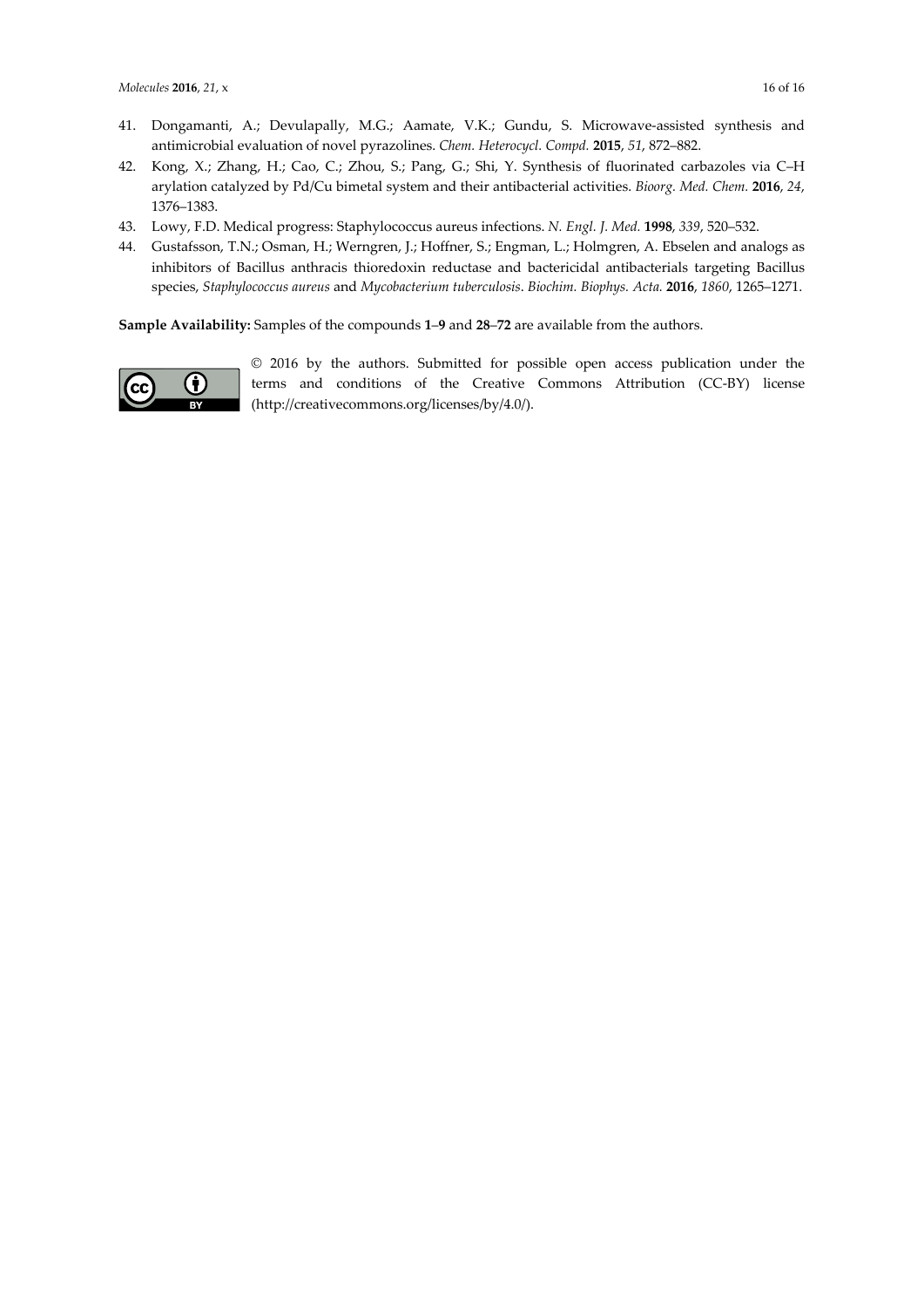41. Dongamanti, A.; Devulapally, M.G.; Aamate, V.K.; Gundu, S. Microwave-assisted synthesis and antimicrobial evaluation of novel pyrazolines. *Chem. Heterocycl. Compd.* **2015**, *51*, 872–882.
42. Kong, X.; Zhang, H.; Cao, C.; Zhou, S.; Pang, G.; Shi, Y. Synthesis of fluorinated carbazoles via C–H arylation catalyzed by Pd/Cu bimetal system and their antibacterial activities. *Bioorg. Med. Chem.* **2016**, *24*, 1376–1383.
43. Lowy, F.D. Medical progress: Staphylococcus aureus infections. *N. Engl. J. Med.* **1998**, *339*, 520–532.
44. Gustafsson, T.N.; Osman, H.; Werngren, J.; Hoffner, S.; Engman, L.; Holmgren, A. Ebselen and analogs as inhibitors of Bacillus anthracis thioredoxin reductase and bactericidal antibacterials targeting Bacillus species, *Staphylococcus aureus* and *Mycobacterium tuberculosis*. *Biochim. Biophys. Acta.* **2016**, *1860*, 1265–1271.

**Sample Availability:** Samples of the compounds **1**–**9** and **28**–**72** are available from the authors.

© 2016 by the authors. Submitted for possible open access publication under the terms and conditions of the Creative Commons Attribution (CC-BY) license (http://creativecommons.org/licenses/by/4.0/).